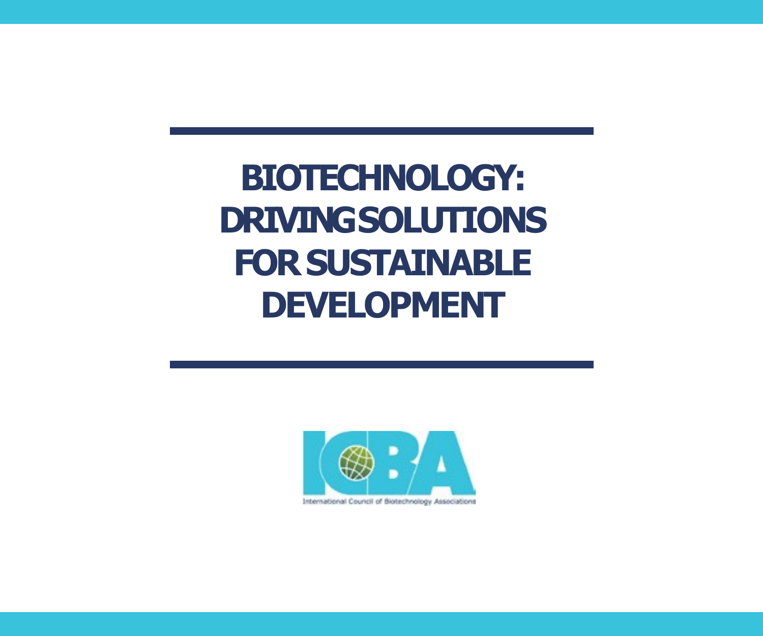# BIOTECHNOLOGY: DRIVING SOLUTIONS FOR SUSTAINABLE DEVELOPMENT

ICBA

International Council of Biotechnology Associations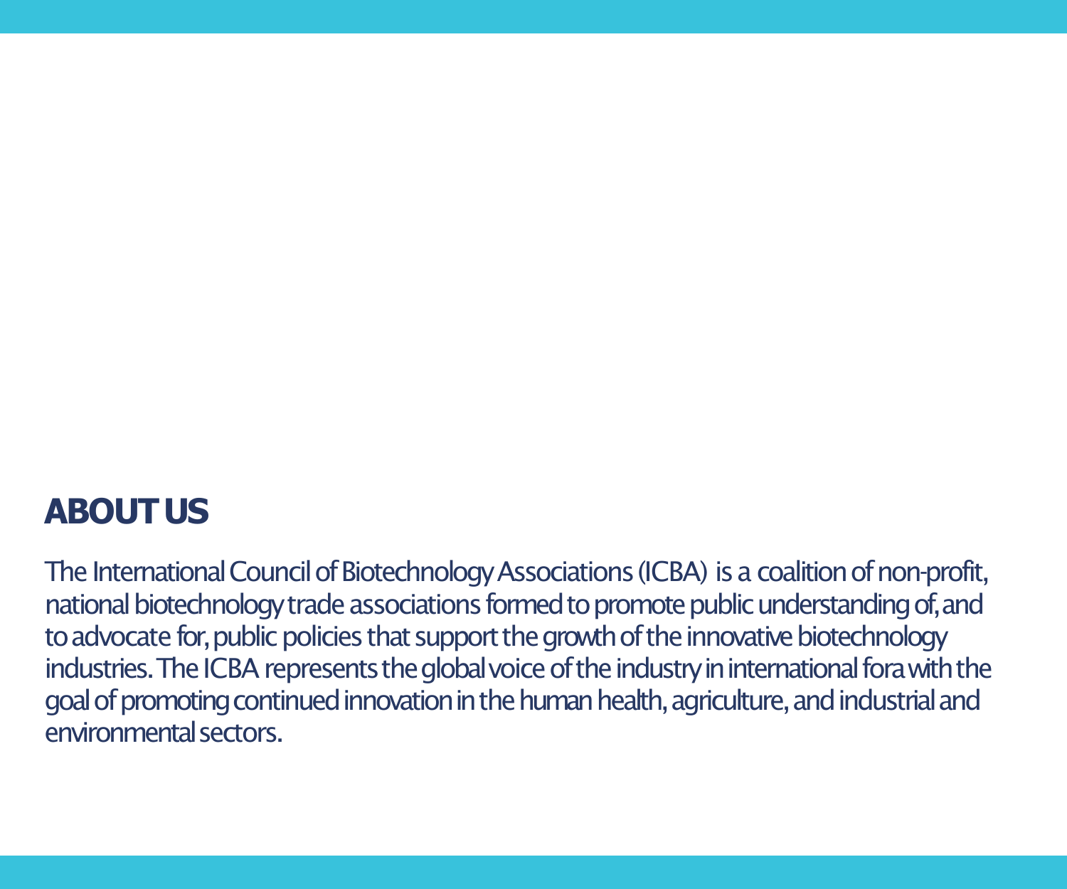## ABOUT US

The International Council of Biotechnology Associations (ICBA) is a coalition of non-profit, national biotechnology trade associations formed to promote public understanding of, and to advocate for, public policies that support the growth of the innovative biotechnology industries. The ICBA represents the global voice of the industry in international fora with the goal of promoting continued innovation in the human health, agriculture, and industrial and environmental sectors.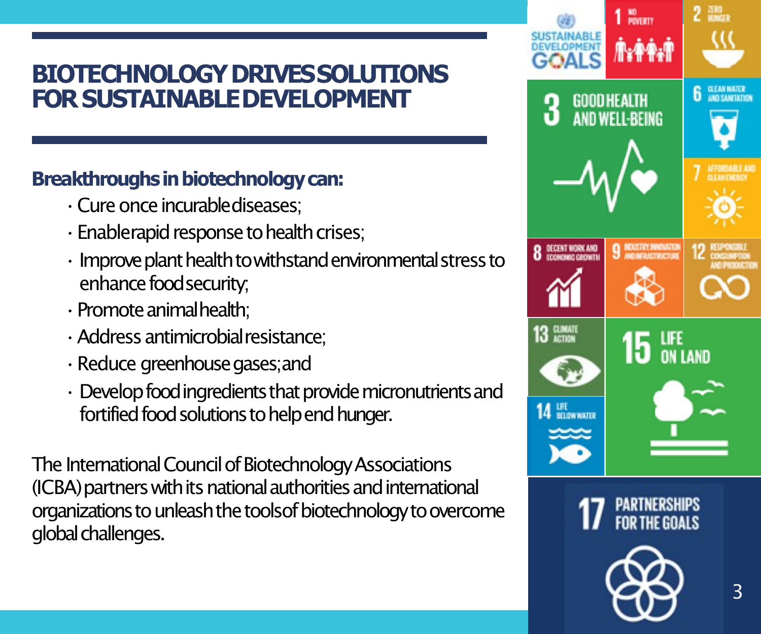# BIOTECHNOLOGY DRIVES SOLUTIONS FOR SUSTAINABLE DEVELOPMENT

**Breakthroughs in biotechnology can:**

- Cure once incurable diseases;
- Enable rapid response to health crises;
- Improve plant health to withstand environmental stress to enhance food security;
- Promote animal health;
- Address antimicrobial resistance;
- Reduce greenhouse gases; and
- Develop food ingredients that provide micronutrients and fortified food solutions to help end hunger.

The International Council of Biotechnology Associations (ICBA) partners with its national authorities and international organizations to unleash the tools of biotechnology to overcome global challenges.

SUSTAINABLE DEVELOPMENT GOALS

1 NO POVERTY

2 ZERO HUNGER

3 GOOD HEALTH AND WELL-BEING

6 CLEAN WATER AND SANITATION

7 AFFORDABLE AND CLEAN ENERGY

8 DECENT WORK AND ECONOMIC GROWTH

9 INDUSTRY, INNOVATION AND INFRASTRUCTURE

12 RESPONSIBLE CONSUMPTION AND PRODUCTION

13 CLIMATE ACTION

14 LIFE BELOW WATER

15 LIFE ON LAND

17 PARTNERSHIPS FOR THE GOALS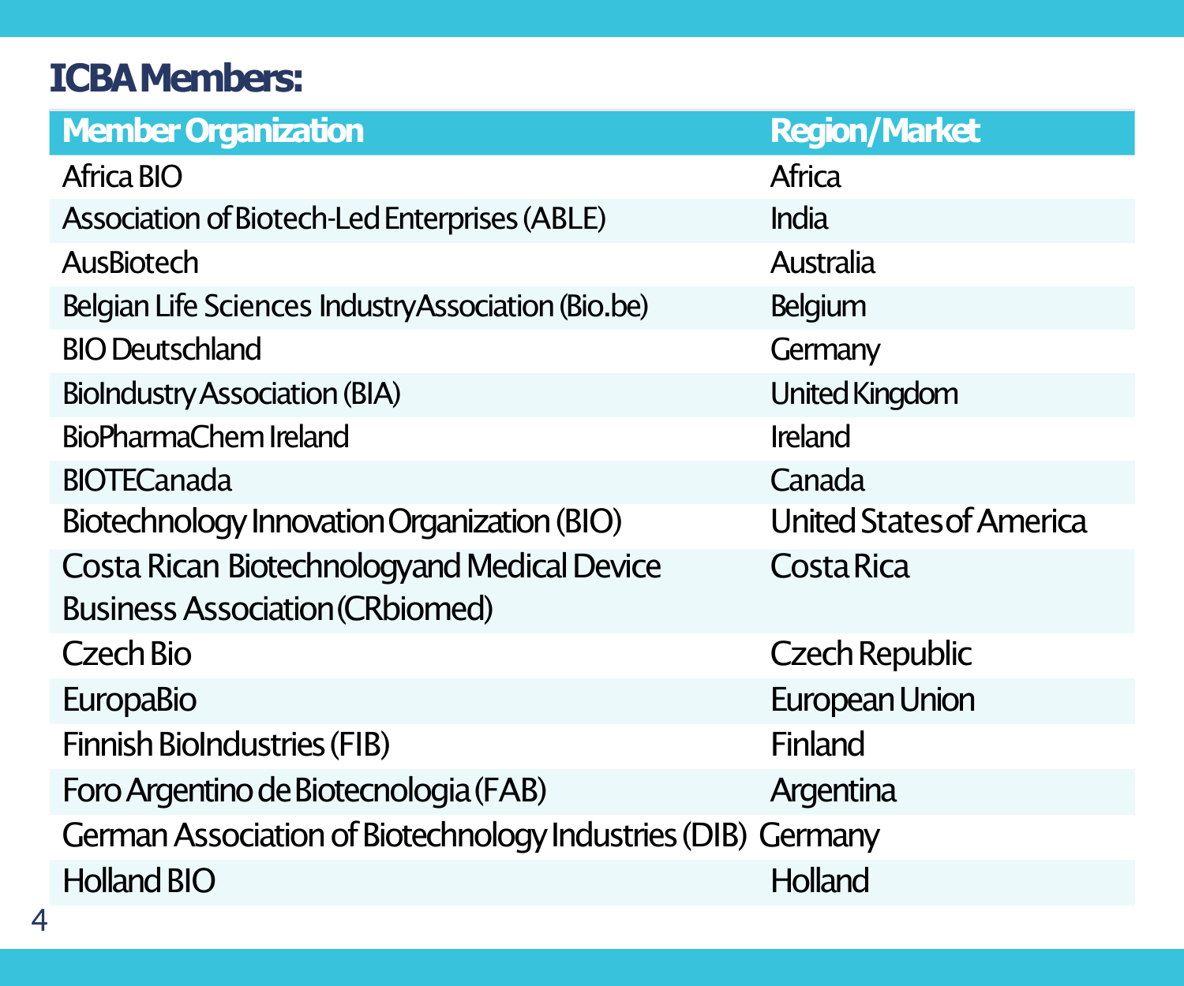## ICBA Members:

| Member Organization | Region/Market |
| --- | --- |
| Africa BIO | Africa |
| Association of Biotech-Led Enterprises (ABLE) | India |
| AusBiotech | Australia |
| Belgian Life Sciences IndustryAssociation (Bio.be) | Belgium |
| BIO Deutschland | Germany |
| BioIndustry Association (BIA) | United Kingdom |
| BioPharmaChem Ireland | Ireland |
| BIOTECanada | Canada |
| Biotechnology Innovation Organization (BIO) | United States of America |
| Costa Rican Biotechnologyand Medical Device Business Association (CRbiomed) | Costa Rica |
| Czech Bio | Czech Republic |
| EuropaBio | European Union |
| Finnish BioIndustries (FIB) | Finland |
| Foro Argentino de Biotecnologia (FAB) | Argentina |
| German Association of Biotechnology Industries (DIB) | Germany |
| Holland BIO | Holland |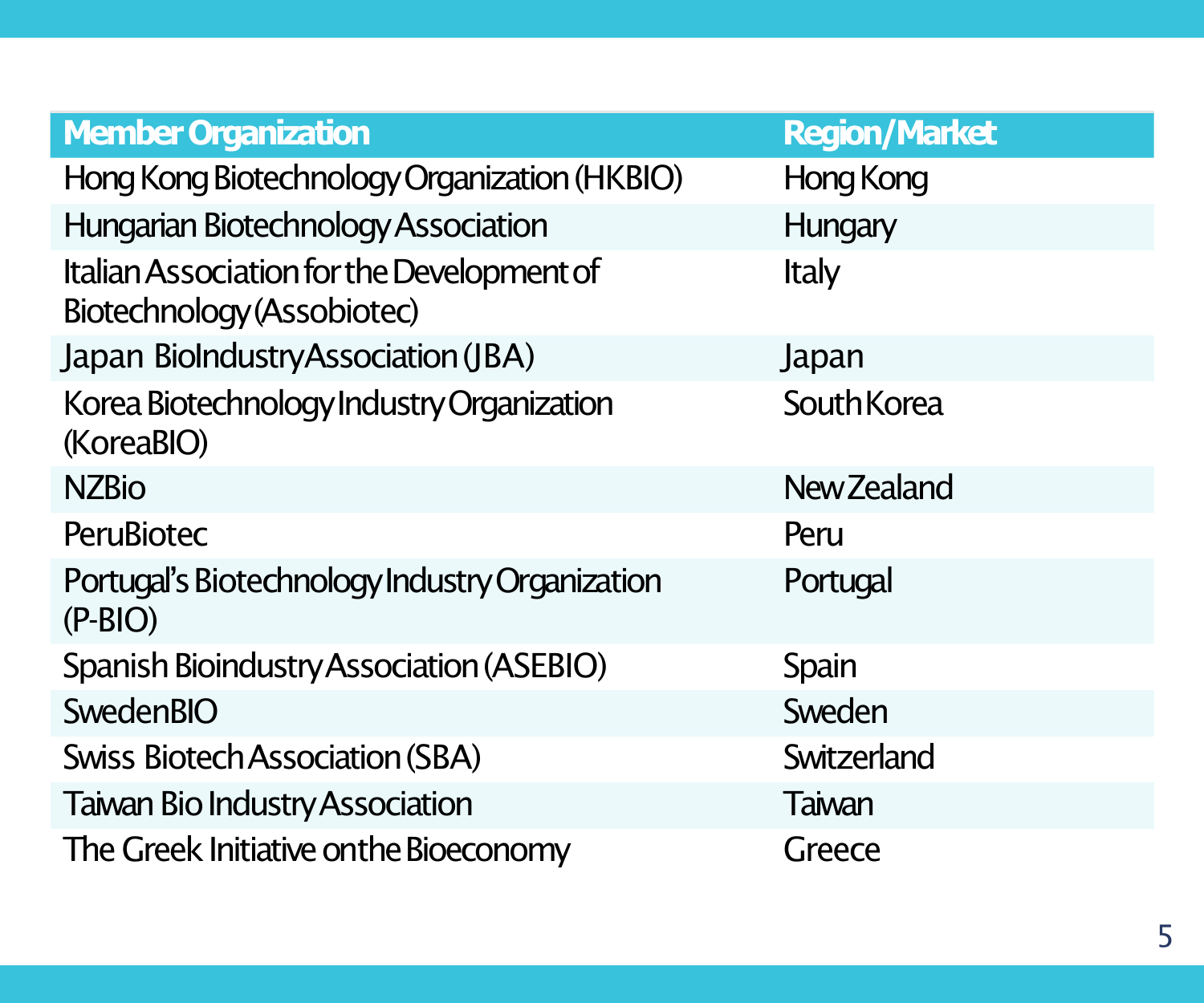| Member Organization | Region/Market |
| --- | --- |
| Hong Kong Biotechnology Organization (HKBIO) | Hong Kong |
| Hungarian Biotechnology Association | Hungary |
| Italian Association for the Development of Biotechnology (Assobiotec) | Italy |
| Japan BioIndustry Association (JBA) | Japan |
| Korea Biotechnology Industry Organization (KoreaBIO) | South Korea |
| NZBio | New Zealand |
| PeruBiotec | Peru |
| Portugal's Biotechnology Industry Organization (P-BIO) | Portugal |
| Spanish Bioindustry Association (ASEBIO) | Spain |
| SwedenBIO | Sweden |
| Swiss Biotech Association (SBA) | Switzerland |
| Taiwan Bio Industry Association | Taiwan |
| The Greek Initiative on the Bioeconomy | Greece |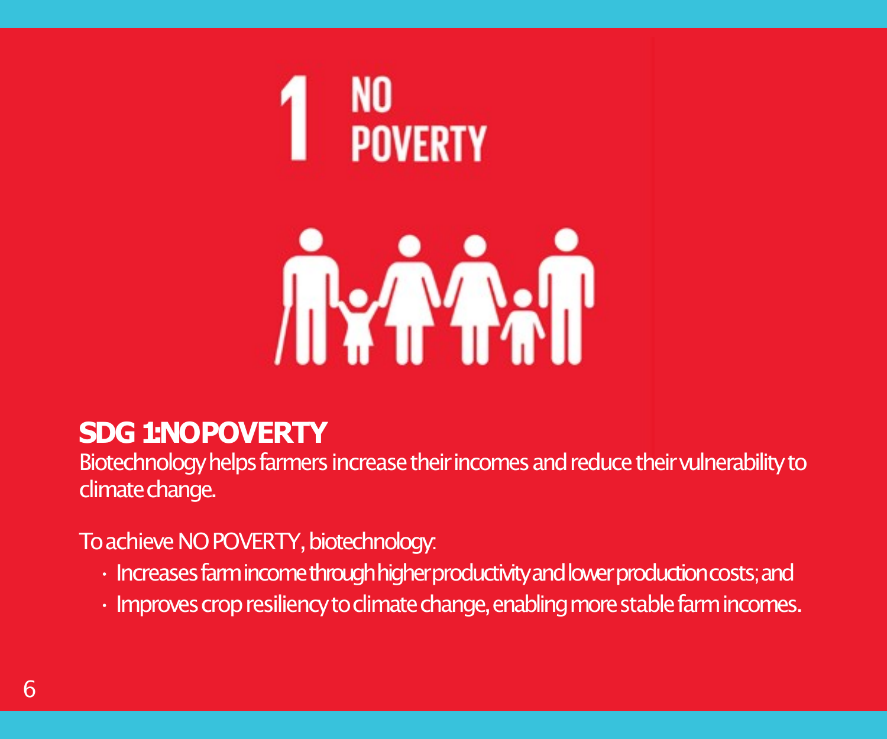# 1 NO POVERTY

## SDG 1: NO POVERTY

Biotechnology helps farmers increase their incomes and reduce their vulnerability to climate change.

To achieve NO POVERTY, biotechnology:

- Increases farm income through higher productivity and lower production costs; and
- Improves crop resiliency to climate change, enabling more stable farm incomes.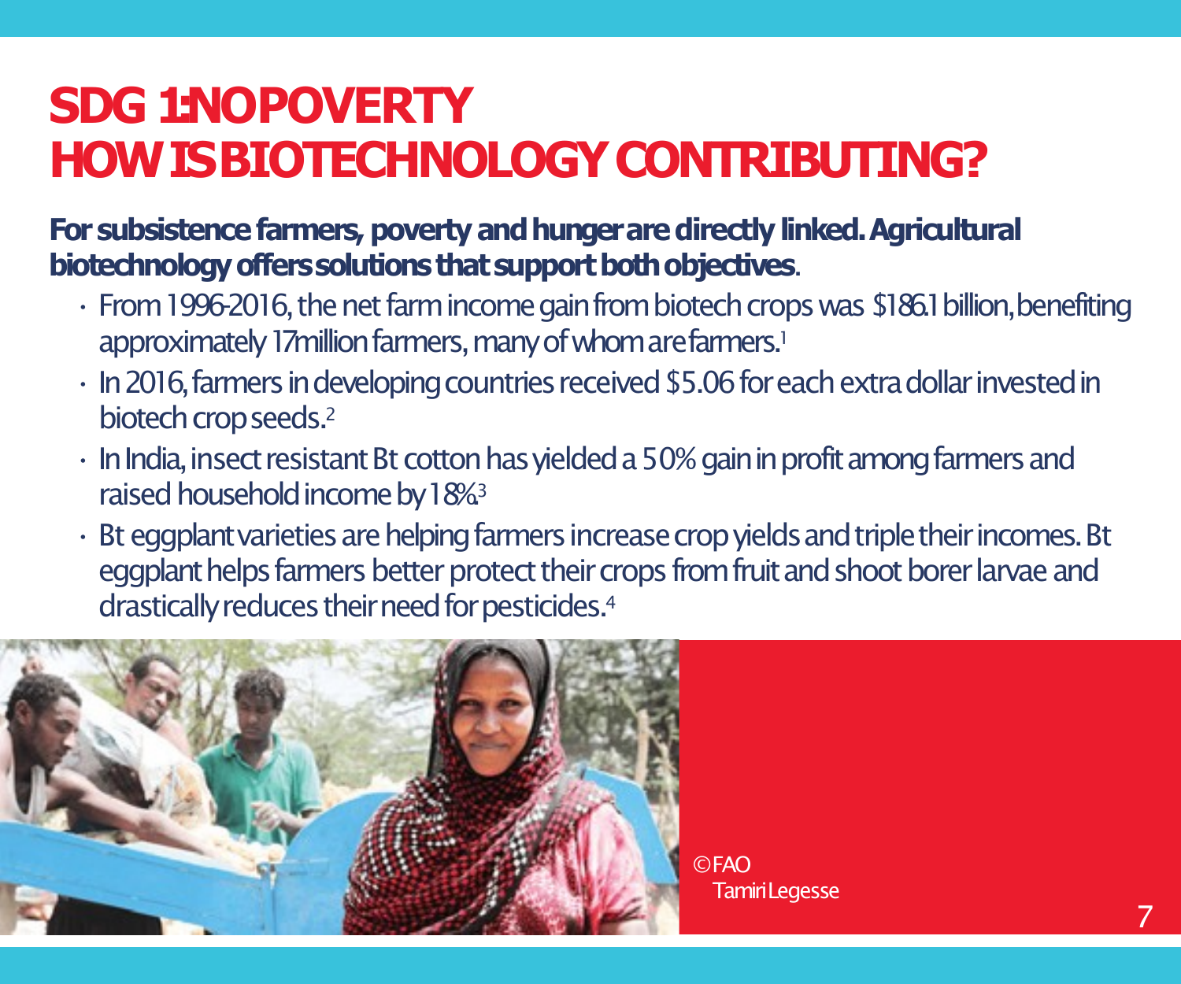# SDG 1: NO POVERTY
# HOW IS BIOTECHNOLOGY CONTRIBUTING?

**For subsistence farmers, poverty and hunger are directly linked. Agricultural biotechnology offers solutions that support both objectives**.

- From 1996-2016, the net farm income gain from biotech crops was $186.1 billion, benefiting approximately 17 million farmers, many of whom are farmers.[1]
- In 2016, farmers in developing countries received $5.06 for each extra dollar invested in biotech crop seeds.[2]
- In India, insect resistant Bt cotton has yielded a 50% gain in profit among farmers and raised household income by 18%.[3]
- Bt eggplant varieties are helping farmers increase crop yields and triple their incomes. Bt eggplant helps farmers better protect their crops from fruit and shoot borer larvae and drastically reduces their need for pesticides.[4]

©FAO
Tamiri Legesse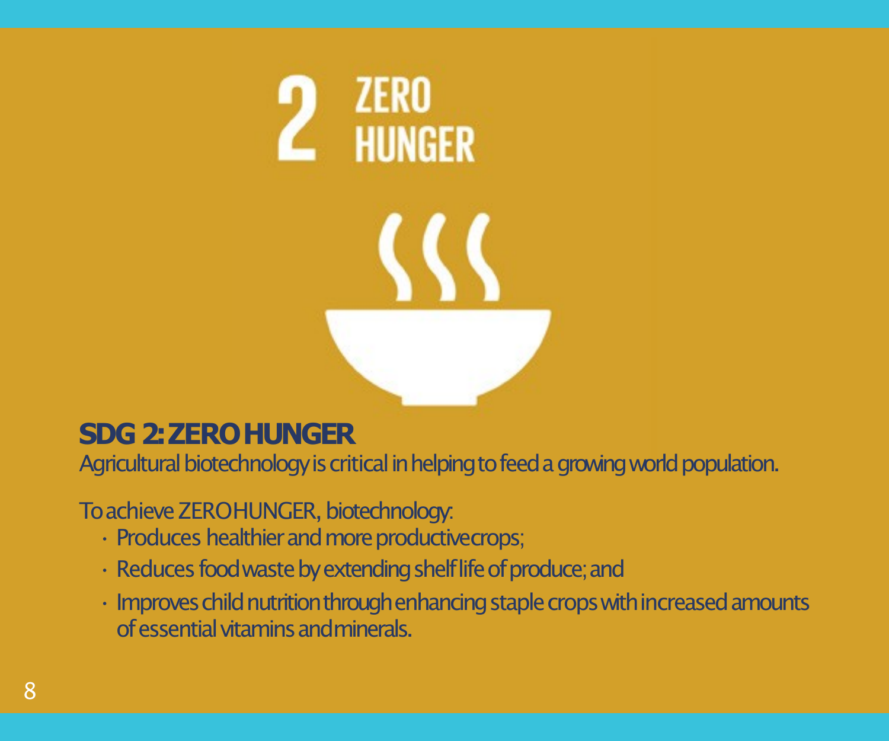## SDG 2: ZERO HUNGER

Agricultural biotechnology is critical in helping to feed a growing world population.

To achieve ZERO HUNGER, biotechnology:

- Produces healthier and more productive crops;
- Reduces food waste by extending shelf life of produce; and
- Improves child nutrition through enhancing staple crops with increased amounts of essential vitamins and minerals.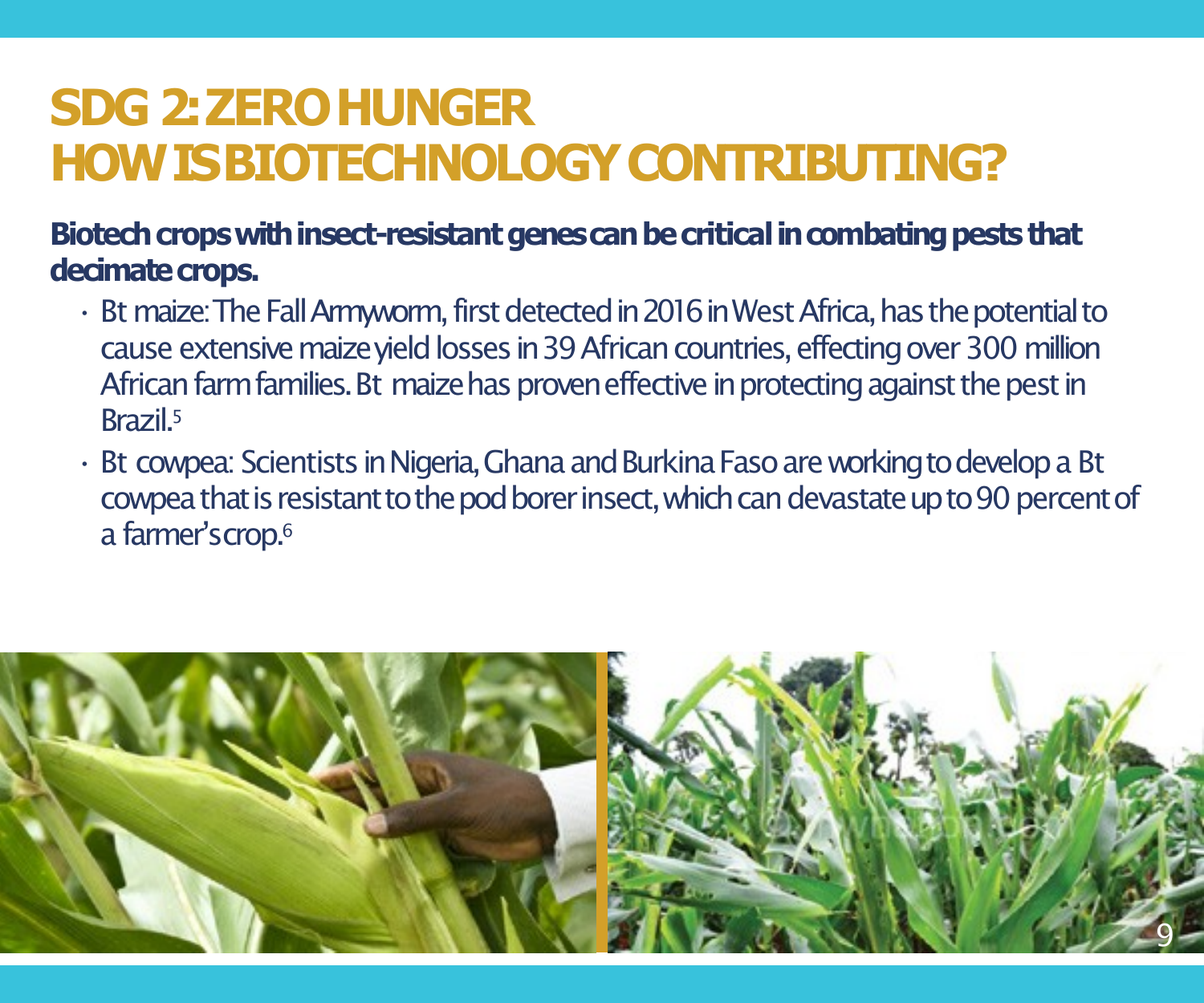# SDG 2: ZERO HUNGER
# HOW IS BIOTECHNOLOGY CONTRIBUTING?

**Biotech crops with insect-resistant genes can be critical in combating pests that decimate crops.**

- Bt maize: The Fall Armyworm, first detected in 2016 in West Africa, has the potential to cause extensive maize yield losses in 39 African countries, effecting over 300 million African farm families. Bt maize has proven effective in protecting against the pest in Brazil.[5]
- Bt cowpea: Scientists in Nigeria, Ghana and Burkina Faso are working to develop a Bt cowpea that is resistant to the pod borer insect, which can devastate up to 90 percent of a farmer's crop.[6]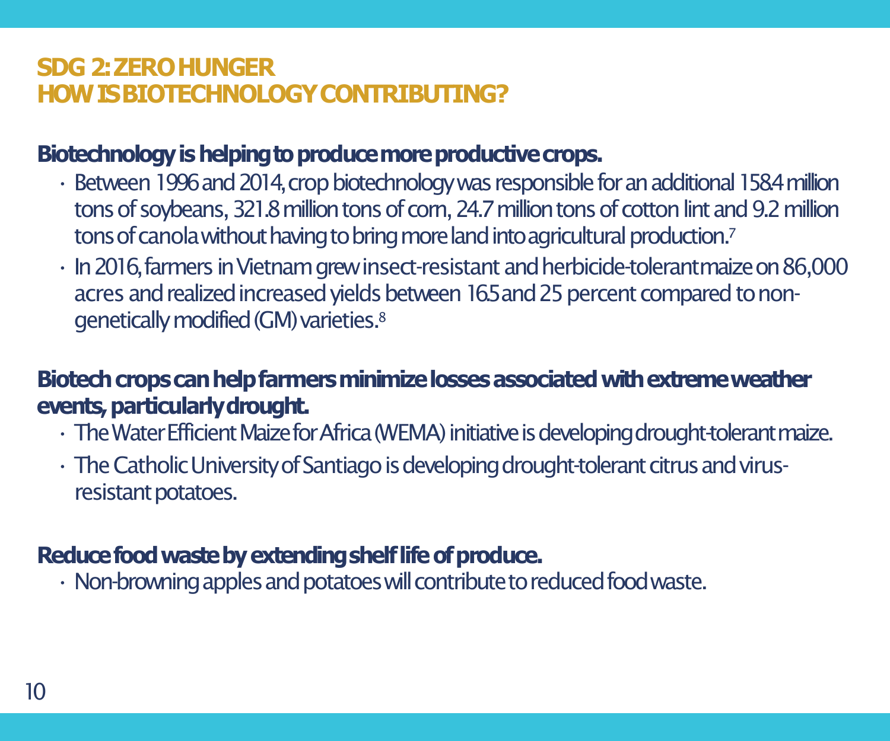## SDG 2: ZERO HUNGER
## HOW IS BIOTECHNOLOGY CONTRIBUTING?

**Biotechnology is helping to produce more productive crops.**

- Between 1996 and 2014, crop biotechnology was responsible for an additional 158.4 million tons of soybeans, 321.8 million tons of corn, 24.7 million tons of cotton lint and 9.2 million tons of canola without having to bring more land into agricultural production.[7]
- In 2016, farmers in Vietnam grew insect-resistant and herbicide-tolerant maize on 86,000 acres and realized increased yields between 16.5 and 25 percent compared to non-genetically modified (GM) varieties.[8]

**Biotech crops can help farmers minimize losses associated with extreme weather events, particularly drought.**

- The Water Efficient Maize for Africa (WEMA) initiative is developing drought-tolerant maize.
- The Catholic University of Santiago is developing drought-tolerant citrus and virus-resistant potatoes.

**Reduce food waste by extending shelf life of produce.**

- Non-browning apples and potatoes will contribute to reduced food waste.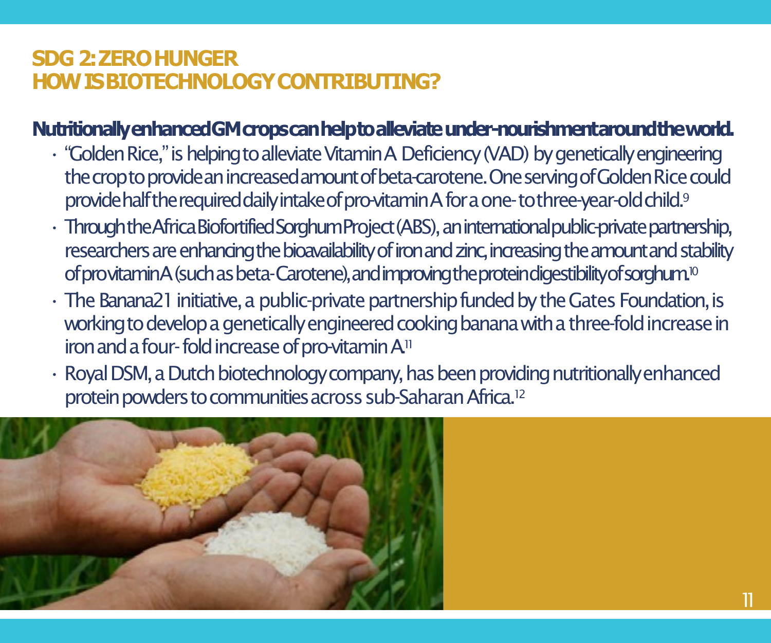# SDG 2: ZERO HUNGER
# HOW IS BIOTECHNOLOGY CONTRIBUTING?

**Nutritionally enhanced GM crops can help to alleviate under-nourishment around the world.**

- "Golden Rice," is helping to alleviate Vitamin A Deficiency (VAD) by genetically engineering the crop to provide an increased amount of beta-carotene. One serving of Golden Rice could provide half the required daily intake of pro-vitamin A for a one- to three-year-old child.[9]
- Through the Africa Biofortified Sorghum Project (ABS), an international public-private partnership, researchers are enhancing the bioavailability of iron and zinc, increasing the amount and stability of provitamin A (such as beta-Carotene), and improving the protein digestibility of sorghum.[10]
- The Banana21 initiative, a public-private partnership funded by the Gates Foundation, is working to develop a genetically engineered cooking banana with a three-fold increase in iron and a four- fold increase of pro-vitamin A.[11]
- Royal DSM, a Dutch biotechnology company, has been providing nutritionally enhanced protein powders to communities across sub-Saharan Africa.[12]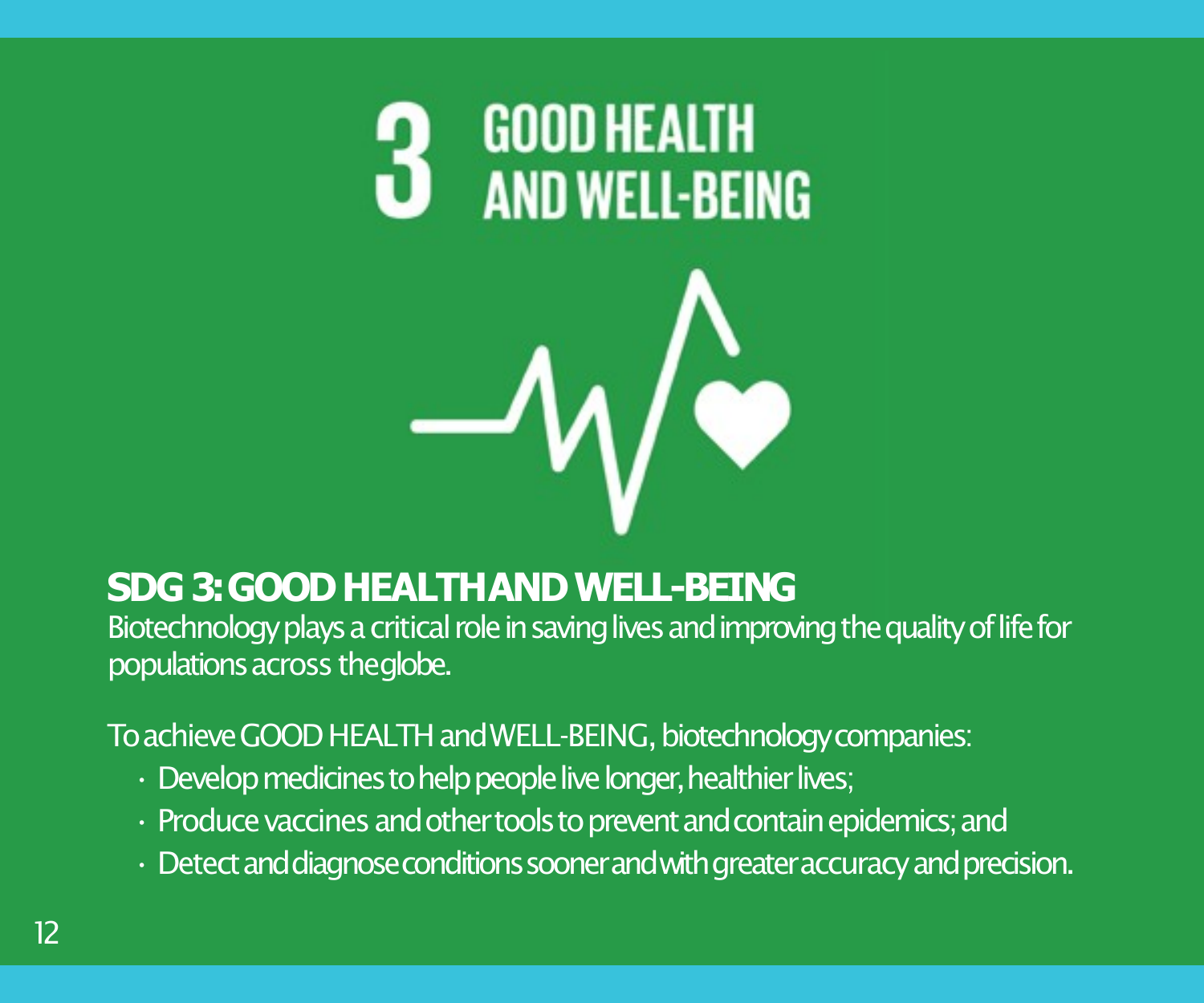# 3 GOOD HEALTH AND WELL-BEING

## SDG 3: GOOD HEALTH AND WELL-BEING

Biotechnology plays a critical role in saving lives and improving the quality of life for populations across the globe.

To achieve GOOD HEALTH and WELL-BEING, biotechnology companies:

- Develop medicines to help people live longer, healthier lives;
- Produce vaccines and other tools to prevent and contain epidemics; and
- Detect and diagnose conditions sooner and with greater accuracy and precision.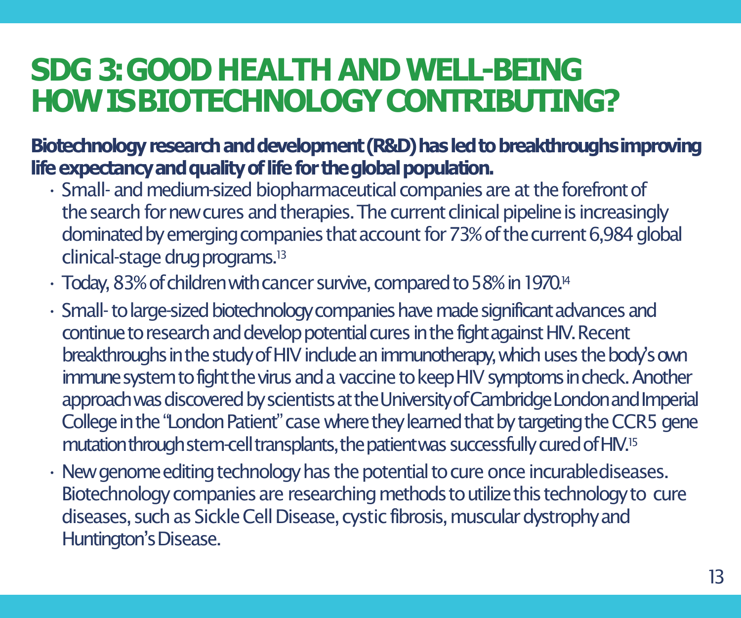# SDG 3: GOOD HEALTH AND WELL-BEING HOW IS BIOTECHNOLOGY CONTRIBUTING?

**Biotechnology research and development (R&D) has led to breakthroughs improving life expectancy and quality of life for the global population.**

- Small- and medium-sized biopharmaceutical companies are at the forefront of the search for new cures and therapies. The current clinical pipeline is increasingly dominated by emerging companies that account for 73% of the current 6,984 global clinical-stage drug programs.[13]
- Today, 83% of children with cancer survive, compared to 58% in 1970.[14]
- Small- to large-sized biotechnology companies have made significant advances and continue to research and develop potential cures in the fight against HIV. Recent breakthroughs in the study of HIV include an immunotherapy, which uses the body's own immune system to fight the virus and a vaccine to keep HIV symptoms in check. Another approach was discovered by scientists at the University of Cambridge London and Imperial College in the "London Patient" case where they learned that by targeting the CCR5 gene mutation through stem-cell transplants, the patient was successfully cured of HIV.[15]
- New genome editing technology has the potential to cure once incurable diseases. Biotechnology companies are researching methods to utilize this technology to cure diseases, such as Sickle Cell Disease, cystic fibrosis, muscular dystrophy and Huntington's Disease.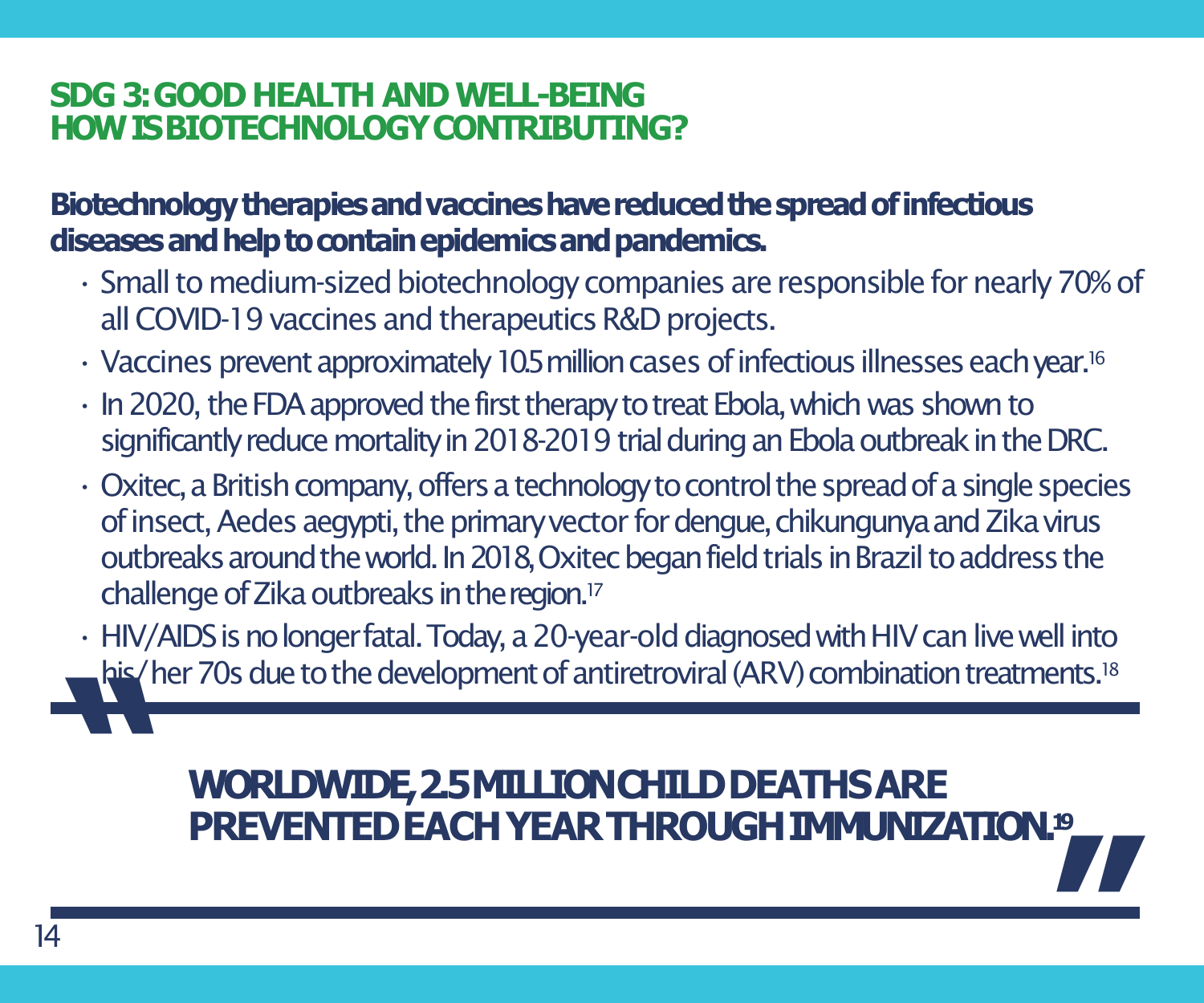## SDG 3: GOOD HEALTH AND WELL-BEING
## HOW IS BIOTECHNOLOGY CONTRIBUTING?

**Biotechnology therapies and vaccines have reduced the spread of infectious diseases and help to contain epidemics and pandemics.**

- Small to medium-sized biotechnology companies are responsible for nearly 70% of all COVID-19 vaccines and therapeutics R&D projects.
- Vaccines prevent approximately 10.5 million cases of infectious illnesses each year.[16]
- In 2020, the FDA approved the first therapy to treat Ebola, which was shown to significantly reduce mortality in 2018-2019 trial during an Ebola outbreak in the DRC.
- Oxitec, a British company, offers a technology to control the spread of a single species of insect, Aedes aegypti, the primary vector for dengue, chikungunya and Zika virus outbreaks around the world. In 2018, Oxitec began field trials in Brazil to address the challenge of Zika outbreaks in the region.[17]
- HIV/AIDS is no longer fatal. Today, a 20-year-old diagnosed with HIV can live well into his/her 70s due to the development of antiretroviral (ARV) combination treatments.[18]

> **WORLDWIDE, 2.5 MILLION CHILD DEATHS ARE PREVENTED EACH YEAR THROUGH IMMUNIZATION.[19]**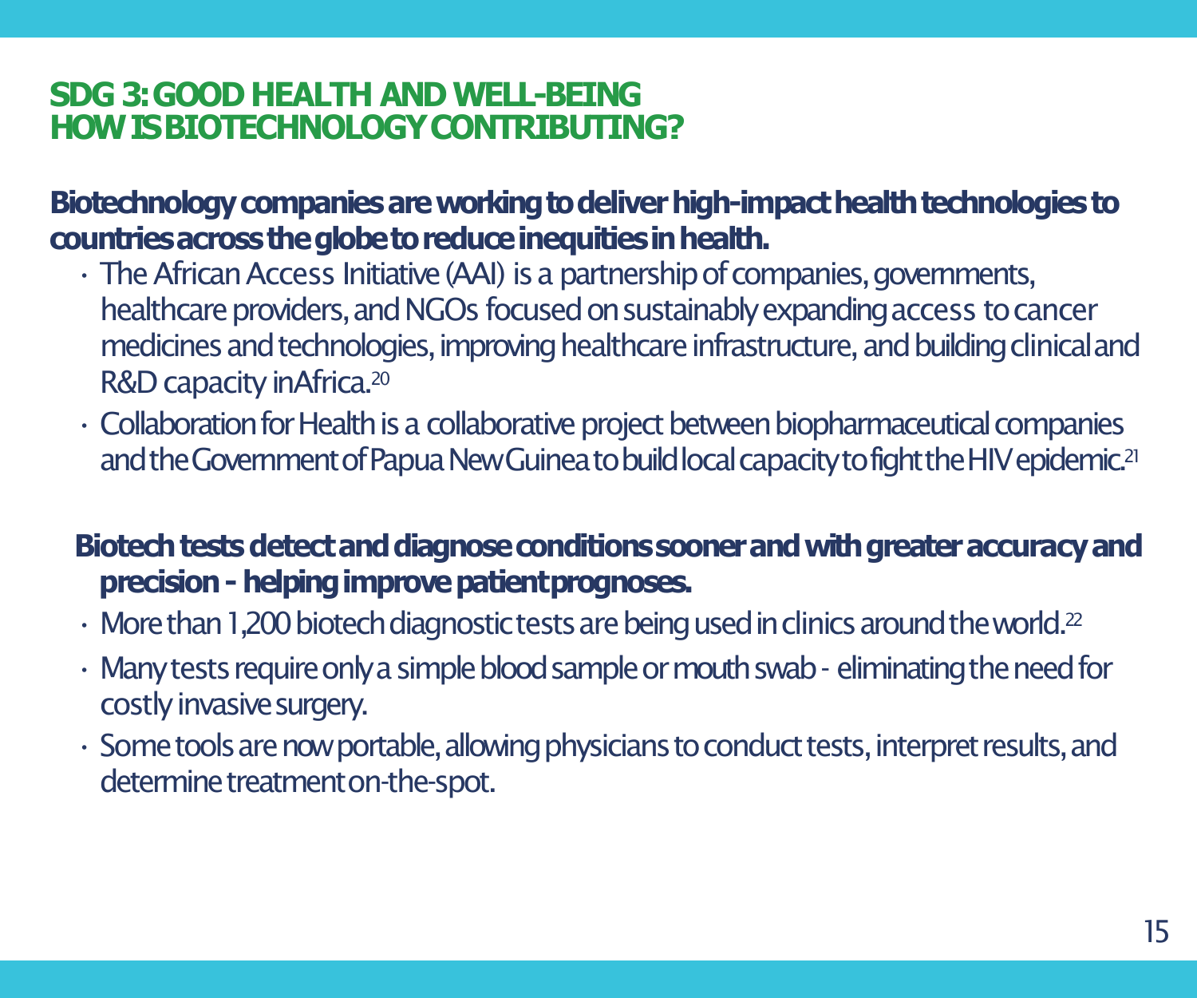## SDG 3: GOOD HEALTH AND WELL-BEING
## HOW IS BIOTECHNOLOGY CONTRIBUTING?

**Biotechnology companies are working to deliver high-impact health technologies to countries across the globe to reduce inequities in health.**

- The African Access Initiative (AAI) is a partnership of companies, governments, healthcare providers, and NGOs focused on sustainably expanding access to cancer medicines and technologies, improving healthcare infrastructure, and building clinical and R&D capacity in Africa.[20]
- Collaboration for Health is a collaborative project between biopharmaceutical companies and the Government of Papua New Guinea to build local capacity to fight the HIV epidemic.[21]

**Biotech tests detect and diagnose conditions sooner and with greater accuracy and precision - helping improve patient prognoses.**

- More than 1,200 biotech diagnostic tests are being used in clinics around the world.[22]
- Many tests require only a simple blood sample or mouth swab - eliminating the need for costly invasive surgery.
- Some tools are now portable, allowing physicians to conduct tests, interpret results, and determine treatment on-the-spot.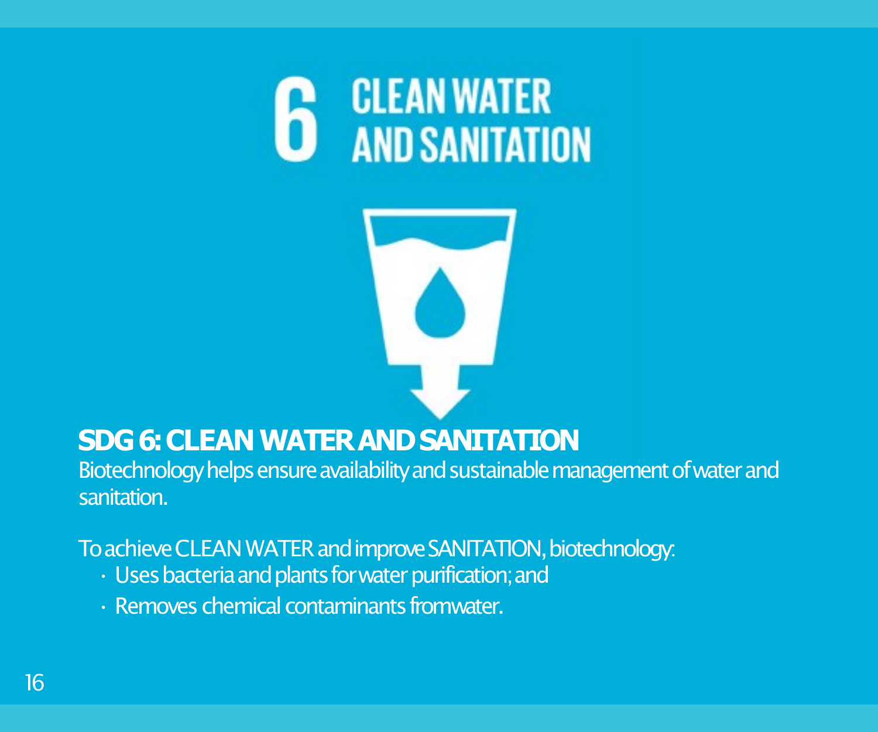6 CLEAN WATER AND SANITATION

## SDG 6: CLEAN WATER AND SANITATION

Biotechnology helps ensure availability and sustainable management of water and sanitation.

To achieve CLEAN WATER and improve SANITATION, biotechnology:

- Uses bacteria and plants for water purification; and
- Removes chemical contaminants fromwater.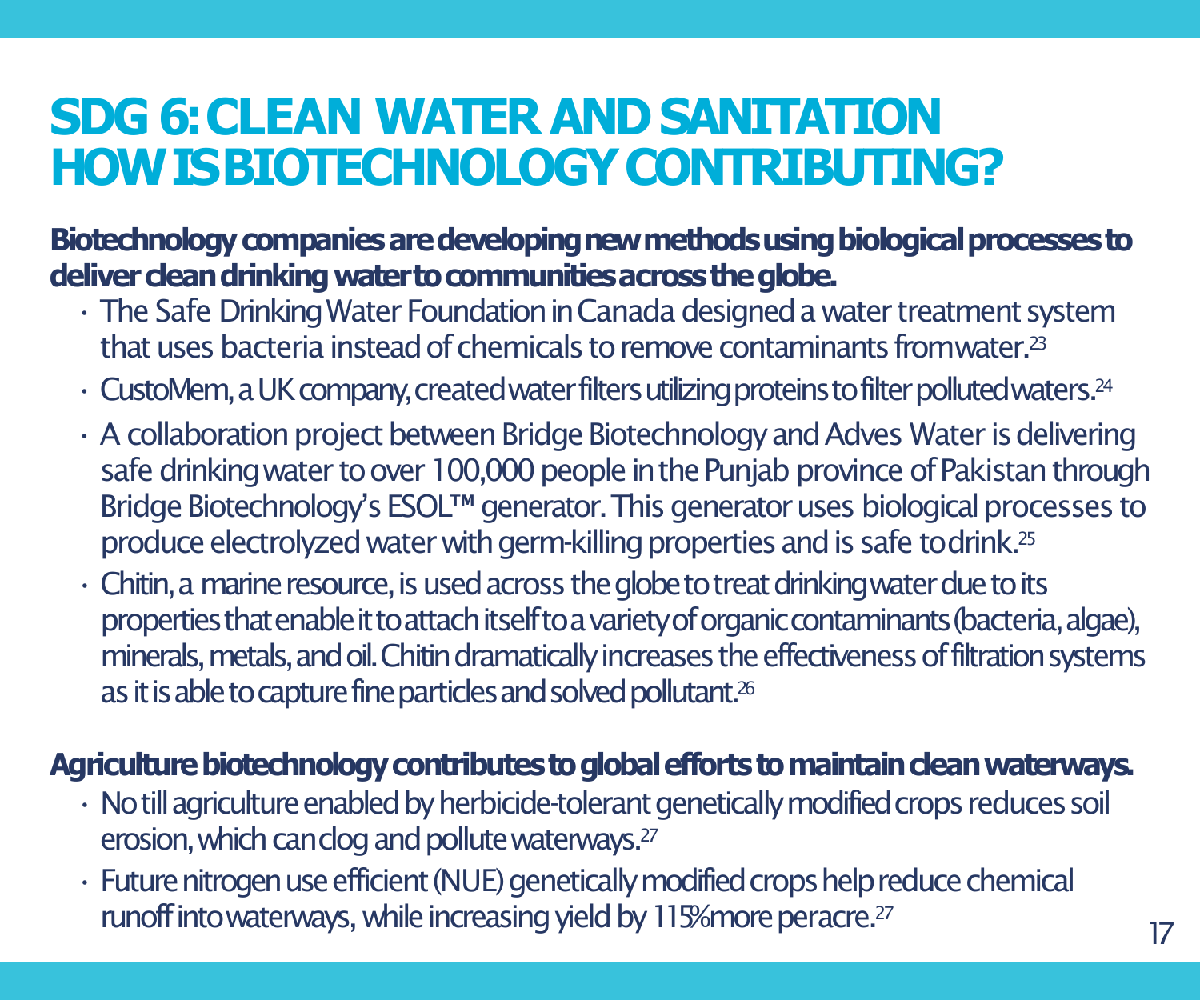# SDG 6: CLEAN WATER AND SANITATION HOW IS BIOTECHNOLOGY CONTRIBUTING?

**Biotechnology companies are developing new methods using biological processes to deliver clean drinking water to communities across the globe.**

- The Safe Drinking Water Foundation in Canada designed a water treatment system that uses bacteria instead of chemicals to remove contaminants from water.[23]
- CustoMem, a UK company, created water filters utilizing proteins to filter polluted waters.[24]
- A collaboration project between Bridge Biotechnology and Adves Water is delivering safe drinking water to over 100,000 people in the Punjab province of Pakistan through Bridge Biotechnology's ESOL™ generator. This generator uses biological processes to produce electrolyzed water with germ-killing properties and is safe to drink.[25]
- Chitin, a marine resource, is used across the globe to treat drinking water due to its properties that enable it to attach itself to a variety of organic contaminants (bacteria, algae), minerals, metals, and oil. Chitin dramatically increases the effectiveness of filtration systems as it is able to capture fine particles and solved pollutant.[26]

**Agriculture biotechnology contributes to global efforts to maintain clean waterways.**

- No till agriculture enabled by herbicide-tolerant genetically modified crops reduces soil erosion, which can clog and pollute waterways.[27]
- Future nitrogen use efficient (NUE) genetically modified crops help reduce chemical runoff into waterways, while increasing yield by 115% more per acre.[27]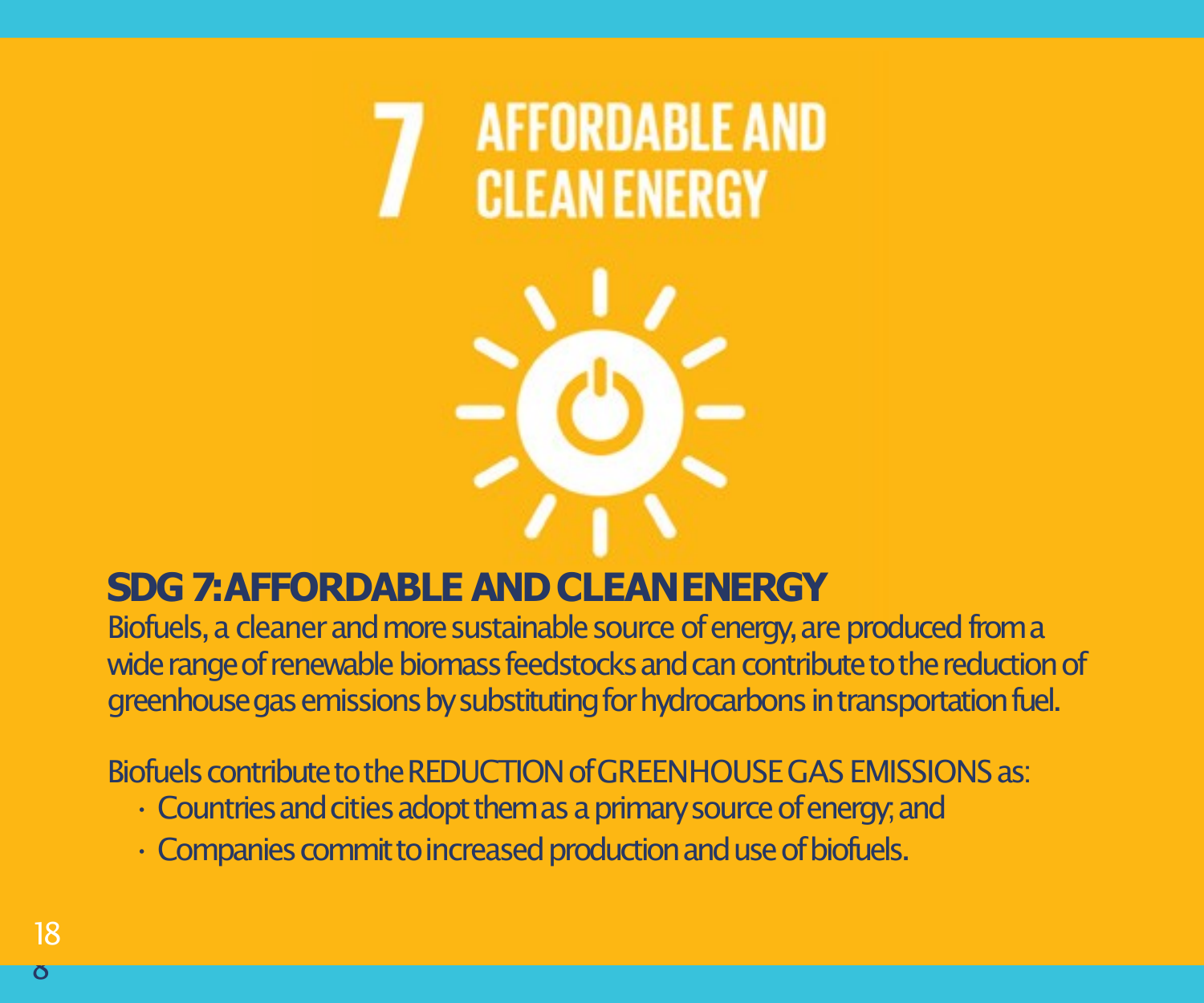# 7 AFFORDABLE AND CLEAN ENERGY

## SDG 7: AFFORDABLE AND CLEAN ENERGY

Biofuels, a cleaner and more sustainable source of energy, are produced from a wide range of renewable biomass feedstocks and can contribute to the reduction of greenhouse gas emissions by substituting for hydrocarbons in transportation fuel.

Biofuels contribute to the REDUCTION of GREENHOUSE GAS EMISSIONS as:

- Countries and cities adopt them as a primary source of energy; and
- Companies commit to increased production and use of biofuels.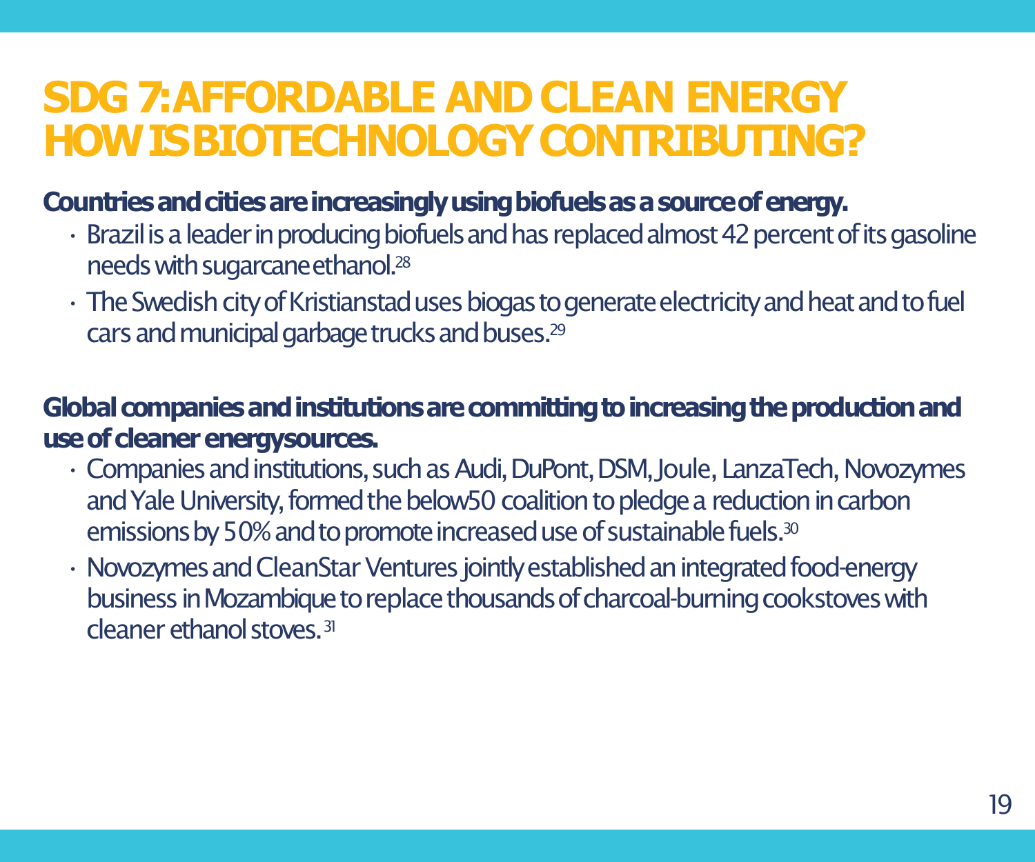# SDG 7: AFFORDABLE AND CLEAN ENERGY HOW IS BIOTECHNOLOGY CONTRIBUTING?

**Countries and cities are increasingly using biofuels as a source of energy.**

- Brazil is a leader in producing biofuels and has replaced almost 42 percent of its gasoline needs with sugarcane ethanol.[28]
- The Swedish city of Kristianstad uses biogas to generate electricity and heat and to fuel cars and municipal garbage trucks and buses.[29]

**Global companies and institutions are committing to increasing the production and use of cleaner energy sources.**

- Companies and institutions, such as Audi, DuPont, DSM, Joule, LanzaTech, Novozymes and Yale University, formed the below50 coalition to pledge a reduction in carbon emissions by 50% and to promote increased use of sustainable fuels.[30]
- Novozymes and CleanStar Ventures jointly established an integrated food-energy business in Mozambique to replace thousands of charcoal-burning cookstoves with cleaner ethanol stoves.[31]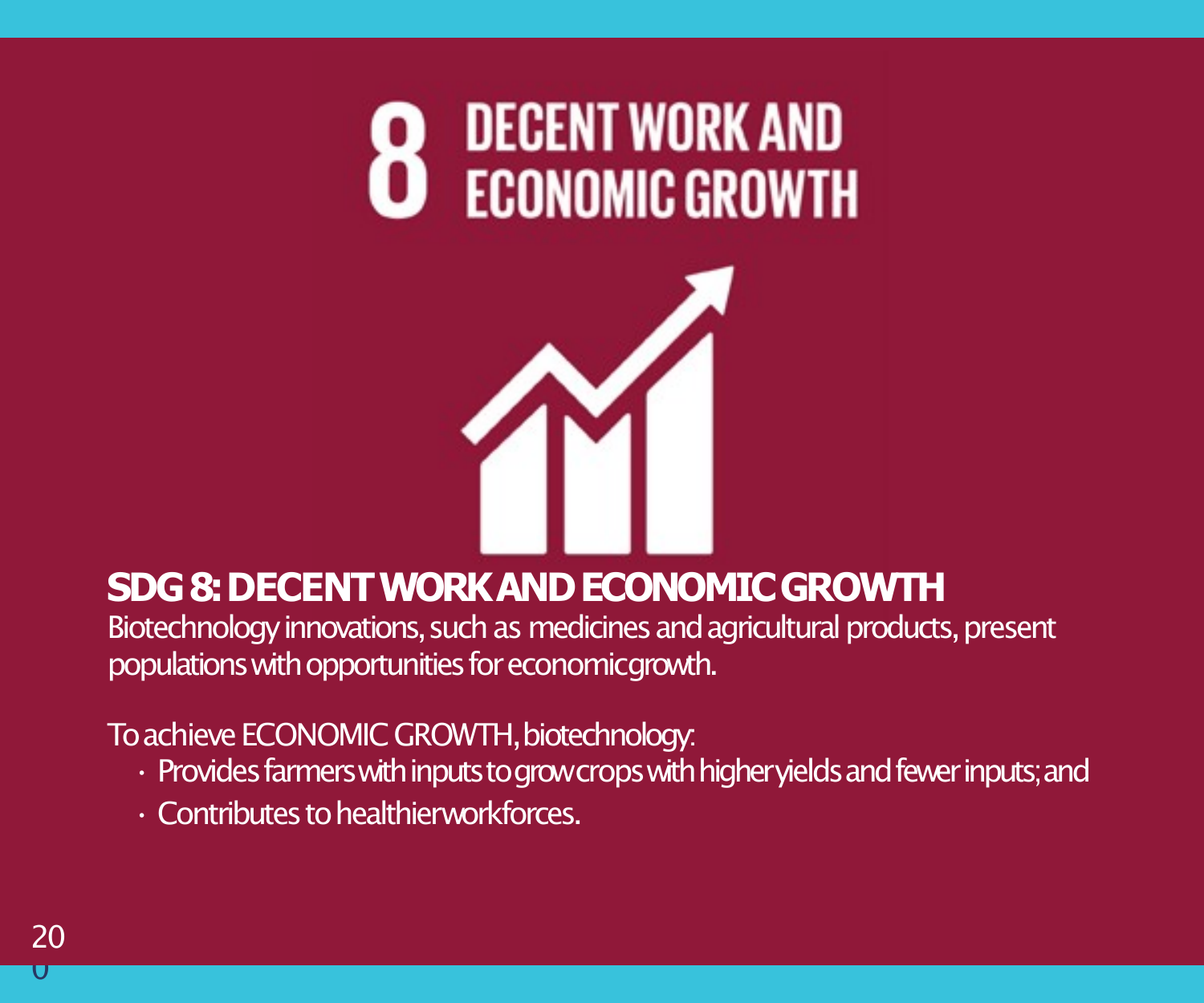# 8 DECENT WORK AND ECONOMIC GROWTH

## SDG 8: DECENT WORK AND ECONOMIC GROWTH

Biotechnology innovations, such as medicines and agricultural products, present populations with opportunities for economic growth.

To achieve ECONOMIC GROWTH, biotechnology:

- Provides farmers with inputs to grow crops with higher yields and fewer inputs; and
- Contributes to healthier workforces.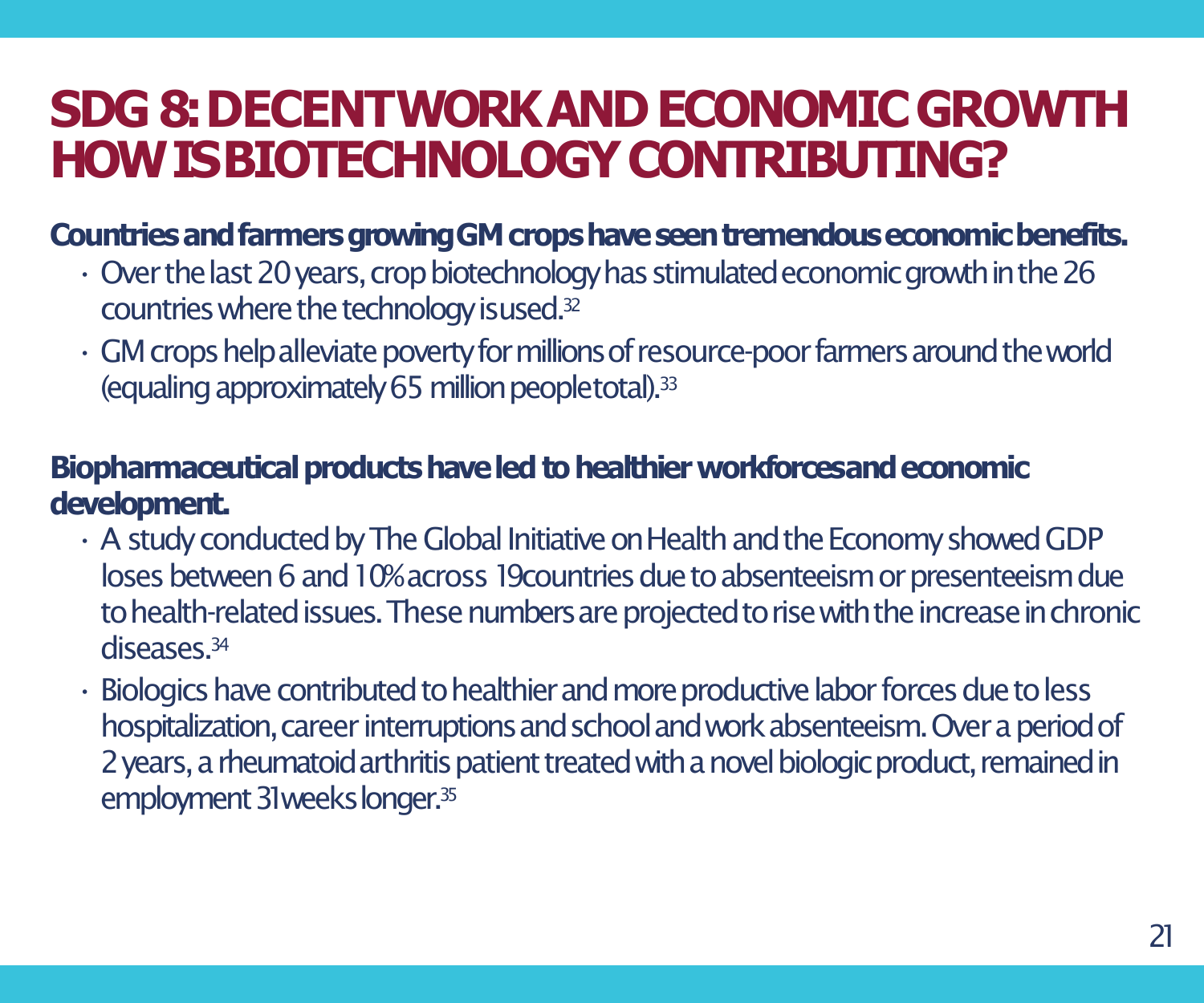# SDG 8: DECENT WORK AND ECONOMIC GROWTH HOW IS BIOTECHNOLOGY CONTRIBUTING?

**Countries and farmers growing GM crops have seen tremendous economic benefits.**

- Over the last 20 years, crop biotechnology has stimulated economic growth in the 26 countries where the technology is used.[32]
- GM crops help alleviate poverty for millions of resource-poor farmers around the world (equaling approximately 65 million people total).[33]

**Biopharmaceutical products have led to healthier workforces and economic development.**

- A study conducted by The Global Initiative on Health and the Economy showed GDP loses between 6 and 10% across 19 countries due to absenteeism or presenteeism due to health-related issues. These numbers are projected to rise with the increase in chronic diseases.[34]
- Biologics have contributed to healthier and more productive labor forces due to less hospitalization, career interruptions and school and work absenteeism. Over a period of 2 years, a rheumatoid arthritis patient treated with a novel biologic product, remained in employment 31 weeks longer.[35]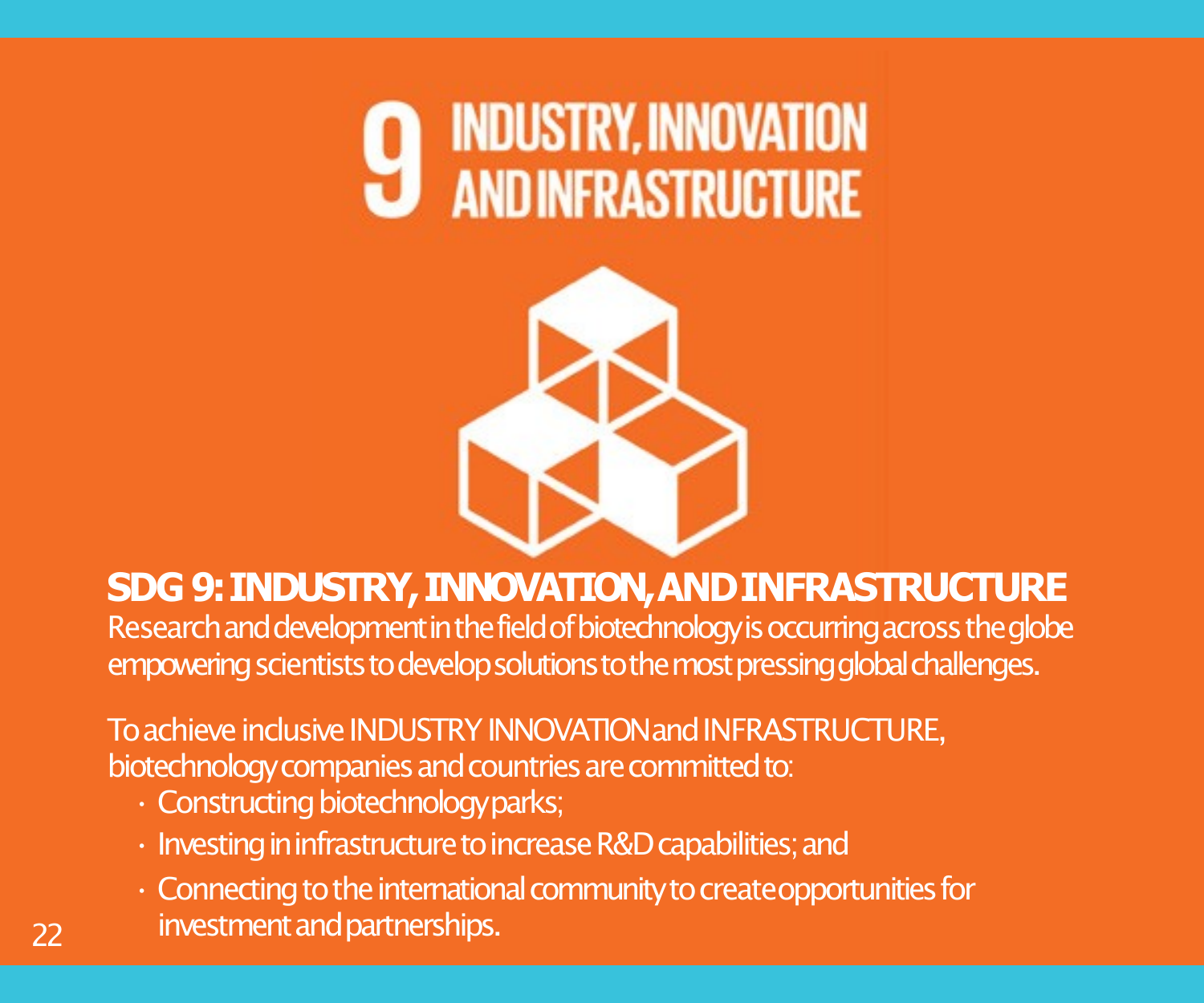# 9 INDUSTRY, INNOVATION AND INFRASTRUCTURE

## SDG 9: INDUSTRY, INNOVATION, AND INFRASTRUCTURE

Research and development in the field of biotechnology is occurring across the globe empowering scientists to develop solutions to the most pressing global challenges.

To achieve inclusive INDUSTRY INNOVATION and INFRASTRUCTURE, biotechnology companies and countries are committed to:

- Constructing biotechnology parks;
- Investing in infrastructure to increase R&D capabilities; and
- Connecting to the international community to create opportunities for investment and partnerships.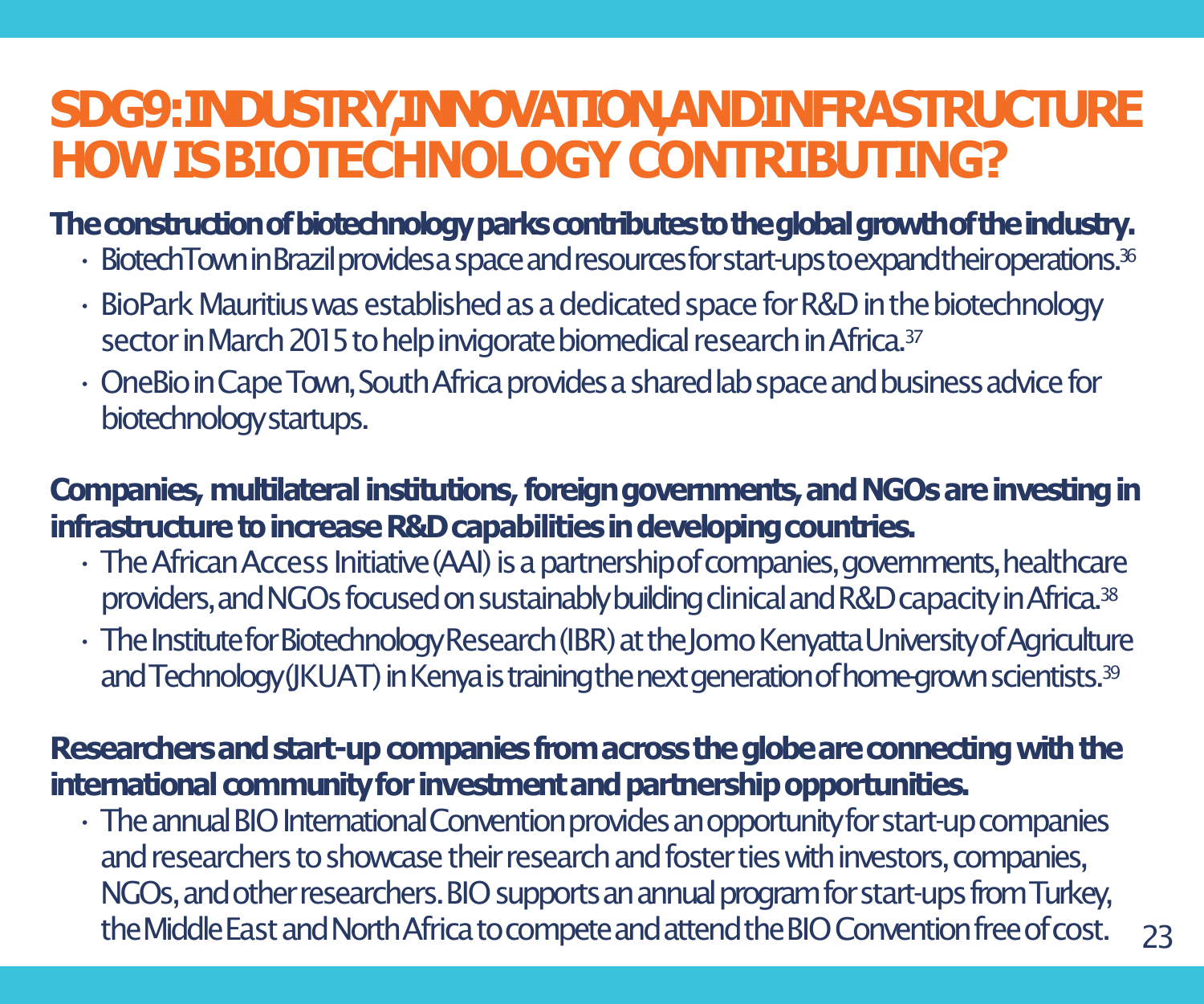# SDG9: INDUSTRY, INNOVATION, AND INFRASTRUCTURE HOW IS BIOTECHNOLOGY CONTRIBUTING?

**The construction of biotechnology parks contributes to the global growth of the industry.**

- BiotechTown in Brazil provides a space and resources for start-ups to expand their operations.[36]
- BioPark Mauritius was established as a dedicated space for R&D in the biotechnology sector in March 2015 to help invigorate biomedical research in Africa.[37]
- OneBio in Cape Town, South Africa provides a shared lab space and business advice for biotechnology startups.

**Companies, multilateral institutions, foreign governments, and NGOs are investing in infrastructure to increase R&D capabilities in developing countries.**

- The African Access Initiative (AAI) is a partnership of companies, governments, healthcare providers, and NGOs focused on sustainably building clinical and R&D capacity in Africa.[38]
- The Institute for Biotechnology Research (IBR) at the Jomo Kenyatta University of Agriculture and Technology (JKUAT) in Kenya is training the next generation of home-grown scientists.[39]

**Researchers and start-up companies from across the globe are connecting with the international community for investment and partnership opportunities.**

- The annual BIO International Convention provides an opportunity for start-up companies and researchers to showcase their research and foster ties with investors, companies, NGOs, and other researchers. BIO supports an annual program for start-ups from Turkey, the Middle East and North Africa to compete and attend the BIO Convention free of cost.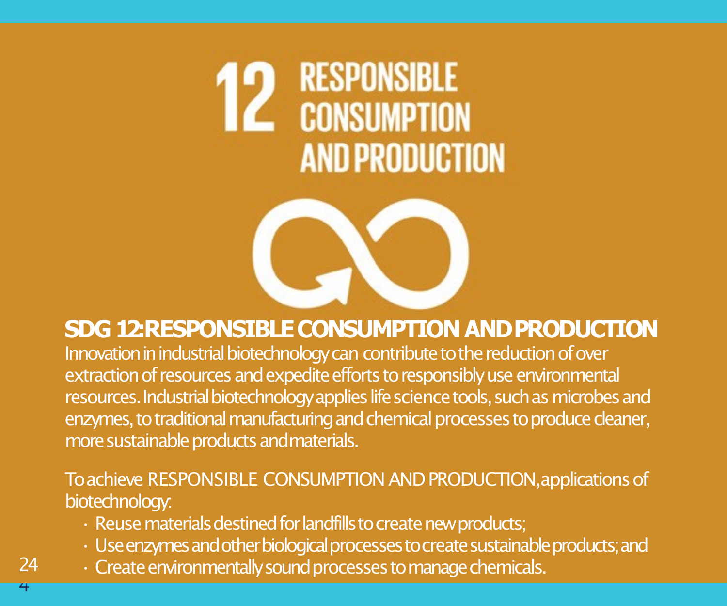# 12 RESPONSIBLE CONSUMPTION AND PRODUCTION

## SDG 12: RESPONSIBLE CONSUMPTION AND PRODUCTION

Innovation in industrial biotechnology can contribute to the reduction of over extraction of resources and expedite efforts to responsibly use environmental resources. Industrial biotechnology applies life science tools, such as microbes and enzymes, to traditional manufacturing and chemical processes to produce cleaner, more sustainable products and materials.

To achieve RESPONSIBLE CONSUMPTION AND PRODUCTION, applications of biotechnology:

- Reuse materials destined for landfills to create new products;
- Use enzymes and other biological processes to create sustainable products; and
- Create environmentally sound processes to manage chemicals.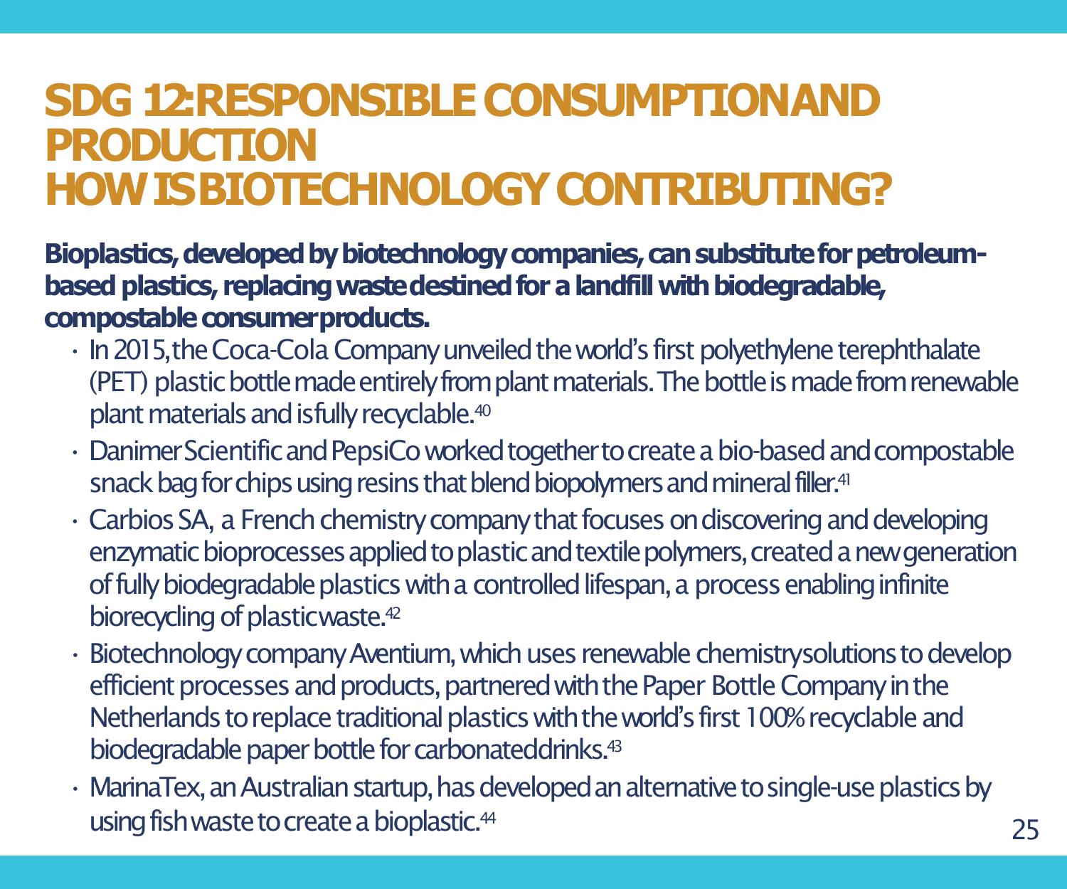# SDG 12: RESPONSIBLE CONSUMPTION AND PRODUCTION
# HOW IS BIOTECHNOLOGY CONTRIBUTING?

**Bioplastics, developed by biotechnology companies, can substitute for petroleum-based plastics, replacing waste destined for a landfill with biodegradable, compostable consumer products.**

- In 2015, the Coca-Cola Company unveiled the world's first polyethylene terephthalate (PET) plastic bottle made entirely from plant materials. The bottle is made from renewable plant materials and is fully recyclable.[40]
- Danimer Scientific and PepsiCo worked together to create a bio-based and compostable snack bag for chips using resins that blend biopolymers and mineral filler.[41]
- Carbios SA, a French chemistry company that focuses on discovering and developing enzymatic bioprocesses applied to plastic and textile polymers, created a new generation of fully biodegradable plastics with a controlled lifespan, a process enabling infinite biorecycling of plastic waste.[42]
- Biotechnology company Aventium, which uses renewable chemistry solutions to develop efficient processes and products, partnered with the Paper Bottle Company in the Netherlands to replace traditional plastics with the world's first 100% recyclable and biodegradable paper bottle for carbonated drinks.[43]
- MarinaTex, an Australian startup, has developed an alternative to single-use plastics by using fish waste to create a bioplastic.[44]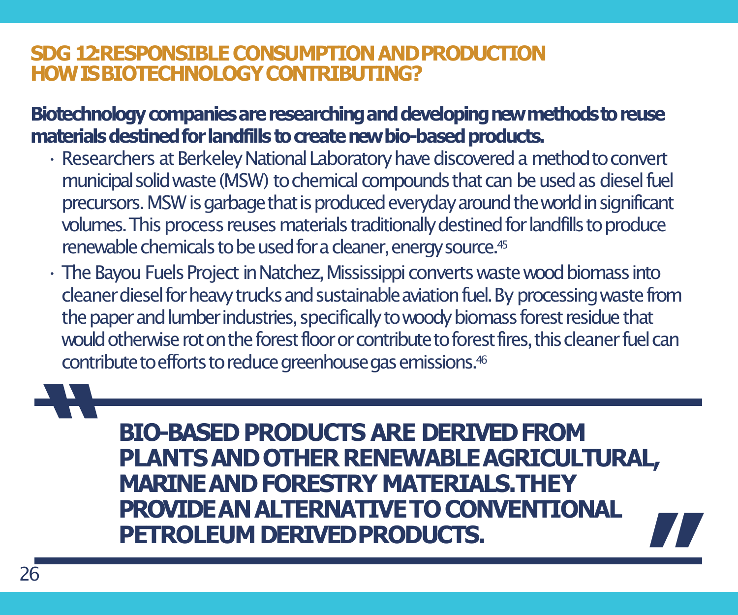## SDG 12: RESPONSIBLE CONSUMPTION AND PRODUCTION
## HOW IS BIOTECHNOLOGY CONTRIBUTING?

**Biotechnology companies are researching and developing new methods to reuse materials destined for landfills to create new bio-based products.**

- Researchers at Berkeley National Laboratory have discovered a method to convert municipal solid waste (MSW) to chemical compounds that can be used as diesel fuel precursors. MSW is garbage that is produced everyday around the world in significant volumes. This process reuses materials traditionally destined for landfills to produce renewable chemicals to be used for a cleaner, energy source.[45]
- The Bayou Fuels Project in Natchez, Mississippi converts waste wood biomass into cleaner diesel for heavy trucks and sustainable aviation fuel. By processing waste from the paper and lumber industries, specifically to woody biomass forest residue that would otherwise rot on the forest floor or contribute to forest fires, this cleaner fuel can contribute to efforts to reduce greenhouse gas emissions.[46]

> **"BIO-BASED PRODUCTS ARE DERIVED FROM PLANTS AND OTHER RENEWABLE AGRICULTURAL, MARINE AND FORESTRY MATERIALS. THEY PROVIDE AN ALTERNATIVE TO CONVENTIONAL PETROLEUM DERIVED PRODUCTS."**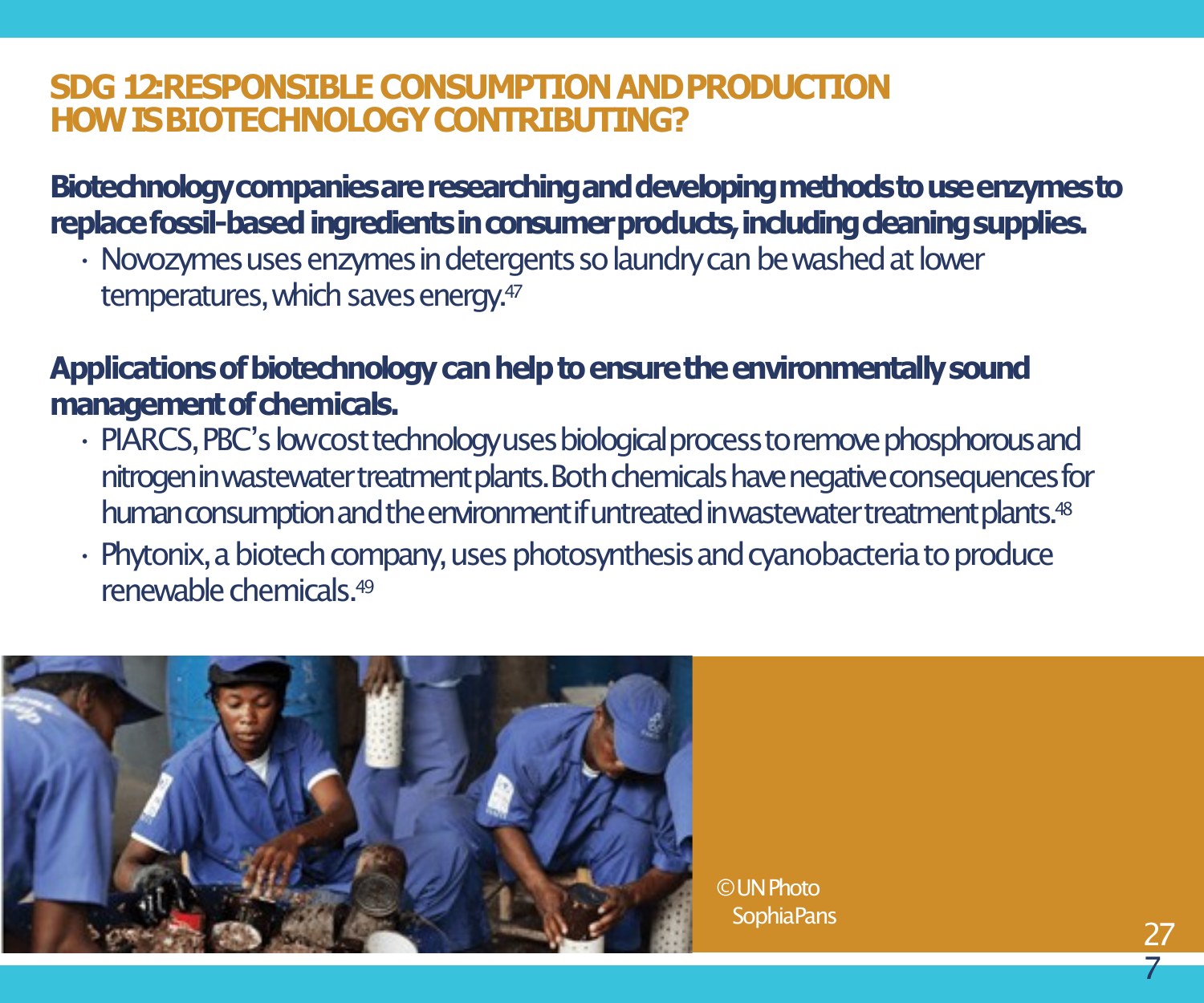# SDG 12: RESPONSIBLE CONSUMPTION AND PRODUCTION
# HOW IS BIOTECHNOLOGY CONTRIBUTING?

**Biotechnology companies are researching and developing methods to use enzymes to replace fossil-based ingredients in consumer products, including cleaning supplies.**

- Novozymes uses enzymes in detergents so laundry can be washed at lower temperatures, which saves energy.[47]

**Applications of biotechnology can help to ensure the environmentally sound management of chemicals.**

- PIARCS, PBC's low cost technology uses biological process to remove phosphorous and nitrogen in wastewater treatment plants. Both chemicals have negative consequences for human consumption and the environment if untreated in wastewater treatment plants.[48]
- Phytonix, a biotech company, uses photosynthesis and cyanobacteria to produce renewable chemicals.[49]

© UN Photo
Sophia Pans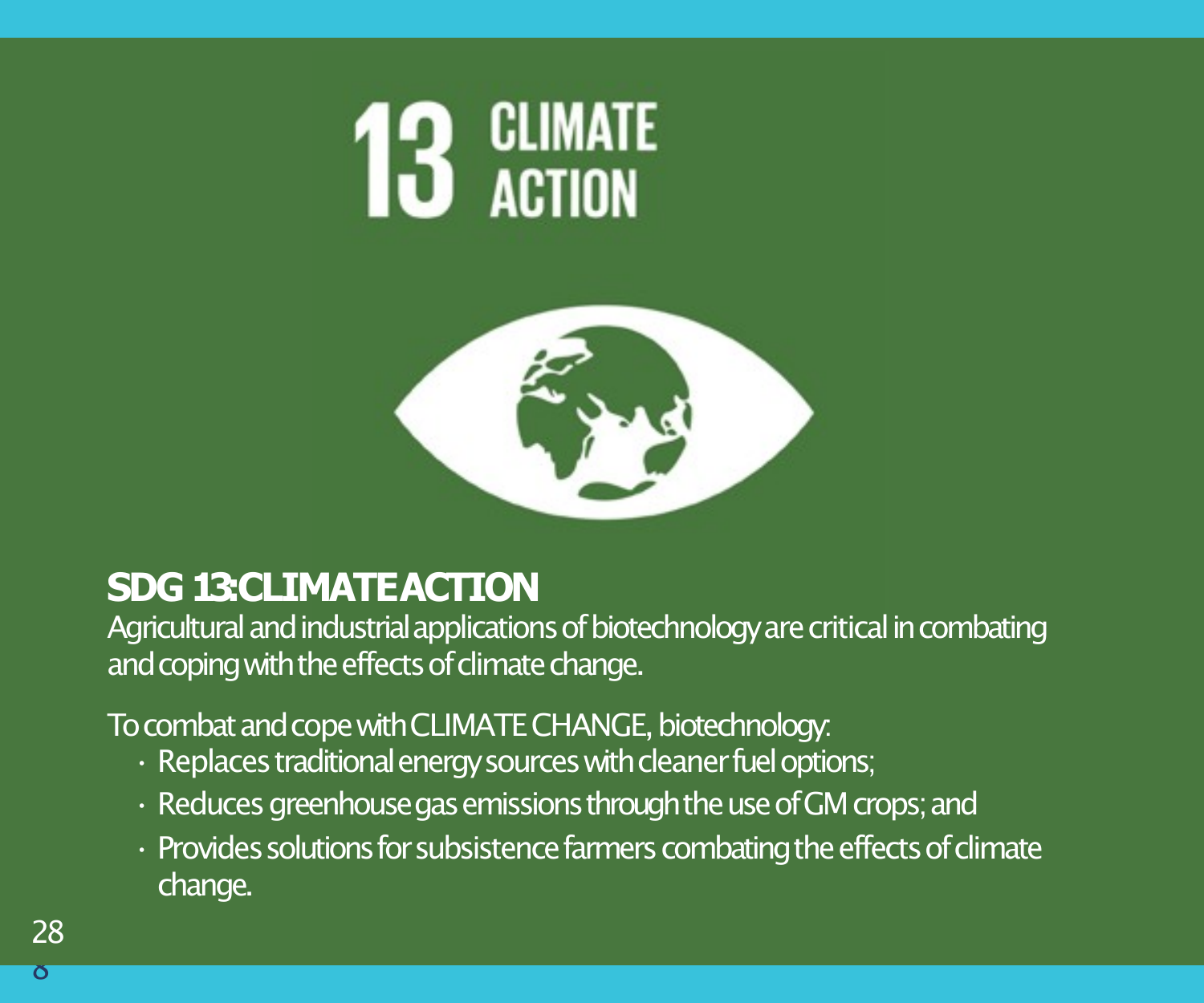13 CLIMATE ACTION

## SDG 13: CLIMATE ACTION

Agricultural and industrial applications of biotechnology are critical in combating and coping with the effects of climate change.

To combat and cope with CLIMATE CHANGE, biotechnology:

- Replaces traditional energy sources with cleaner fuel options;
- Reduces greenhouse gas emissions through the use of GM crops; and
- Provides solutions for subsistence farmers combating the effects of climate change.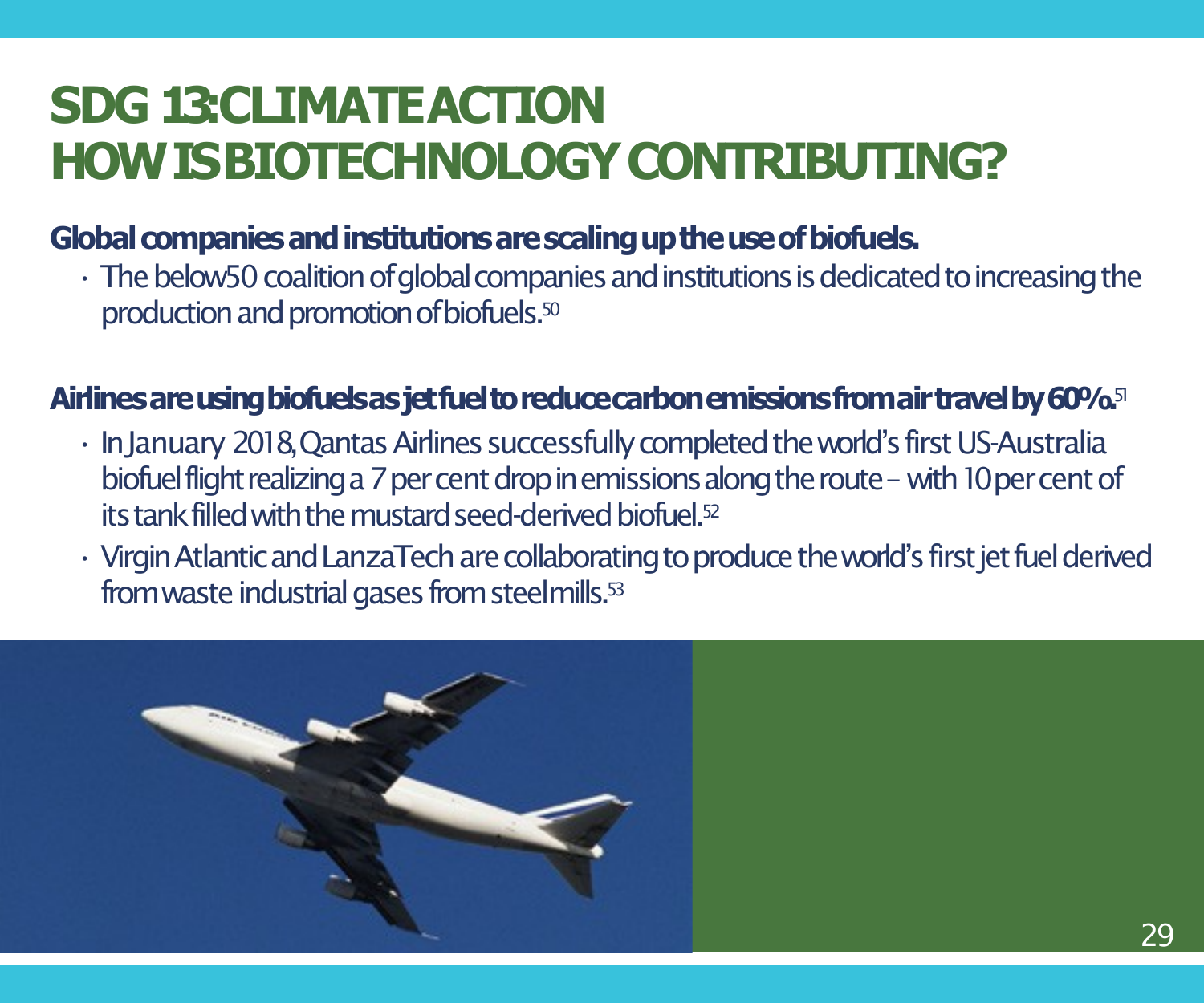# SDG 13: CLIMATE ACTION
# HOW IS BIOTECHNOLOGY CONTRIBUTING?

**Global companies and institutions are scaling up the use of biofuels.**

- The below50 coalition of global companies and institutions is dedicated to increasing the production and promotion of biofuels.[50]

**Airlines are using biofuels as jet fuel to reduce carbon emissions from air travel by 60%.**[51]

- In January 2018, Qantas Airlines successfully completed the world's first US-Australia biofuel flight realizing a 7 per cent drop in emissions along the route – with 10 per cent of its tank filled with the mustard seed-derived biofuel.[52]
- Virgin Atlantic and LanzaTech are collaborating to produce the world's first jet fuel derived from waste industrial gases from steel mills.[53]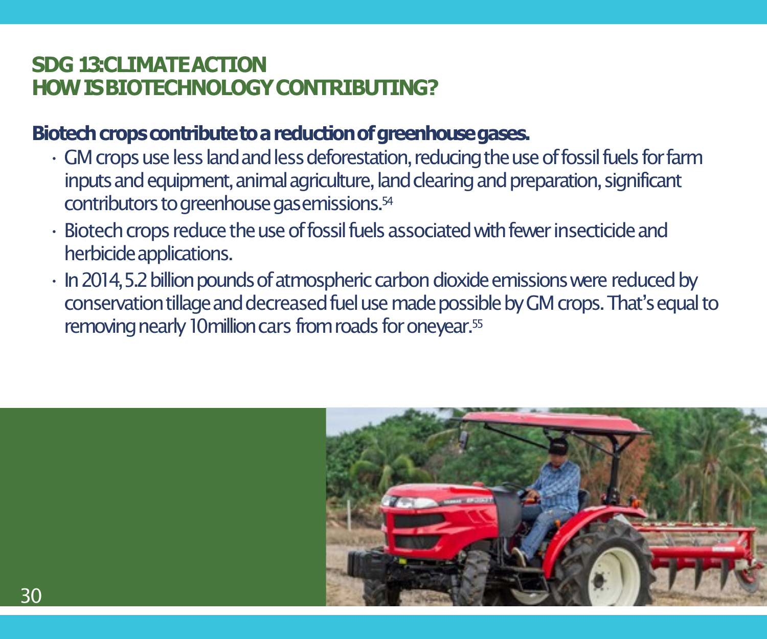## SDG 13: CLIMATE ACTION
## HOW IS BIOTECHNOLOGY CONTRIBUTING?

**Biotech crops contribute to a reduction of greenhouse gases.**

- GM crops use less land and less deforestation, reducing the use of fossil fuels for farm inputs and equipment, animal agriculture, land clearing and preparation, significant contributors to greenhouse gas emissions.[54]
- Biotech crops reduce the use of fossil fuels associated with fewer insecticide and herbicide applications.
- In 2014, 5.2 billion pounds of atmospheric carbon dioxide emissions were reduced by conservation tillage and decreased fuel use made possible by GM crops. That's equal to removing nearly 10 million cars from roads for one year.[55]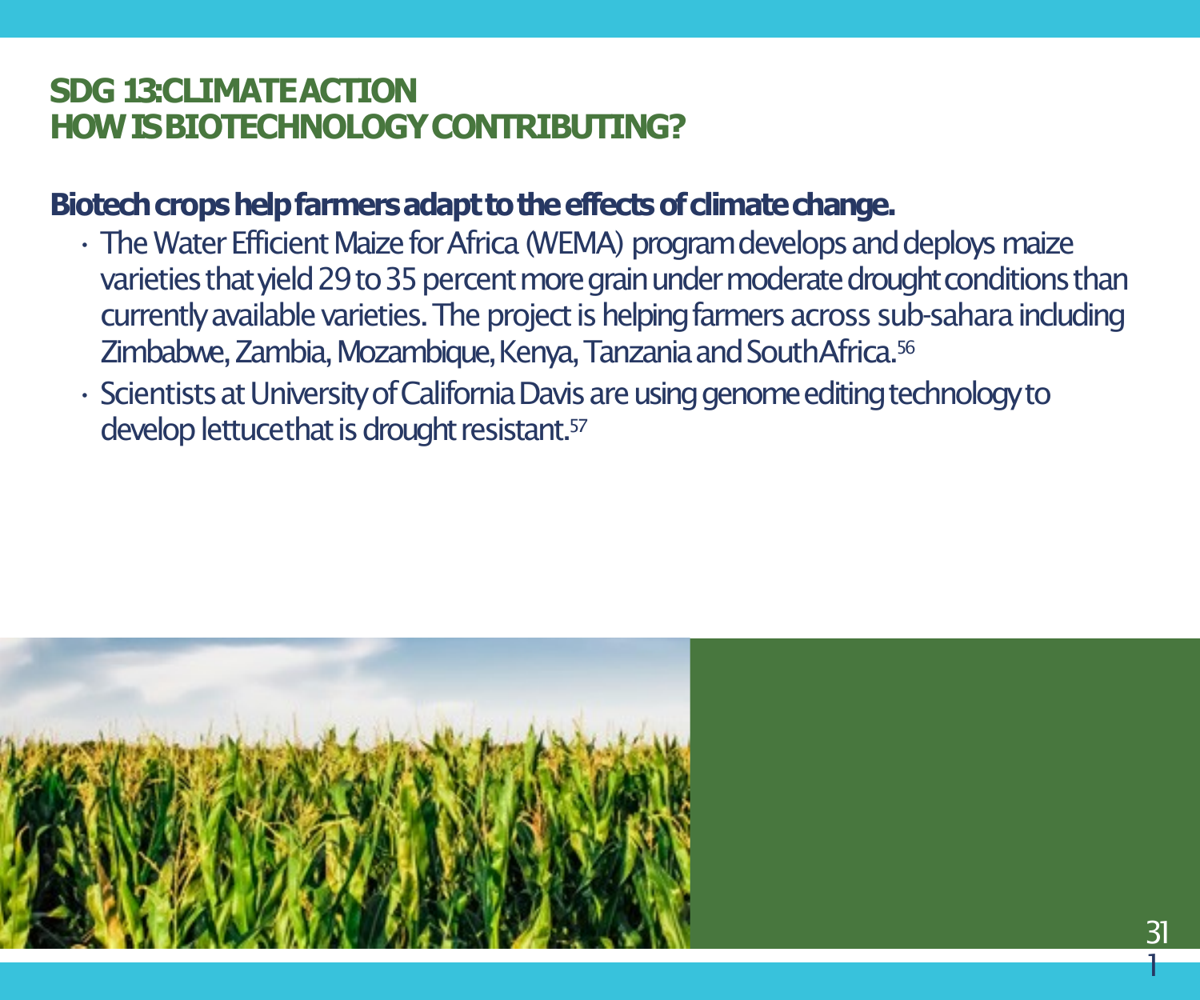## SDG 13: CLIMATE ACTION
## HOW IS BIOTECHNOLOGY CONTRIBUTING?

**Biotech crops help farmers adapt to the effects of climate change.**

- The Water Efficient Maize for Africa (WEMA) program develops and deploys maize varieties that yield 29 to 35 percent more grain under moderate drought conditions than currently available varieties. The project is helping farmers across sub-sahara including Zimbabwe, Zambia, Mozambique, Kenya, Tanzania and South Africa.[56]
- Scientists at University of California Davis are using genome editing technology to develop lettuce that is drought resistant.[57]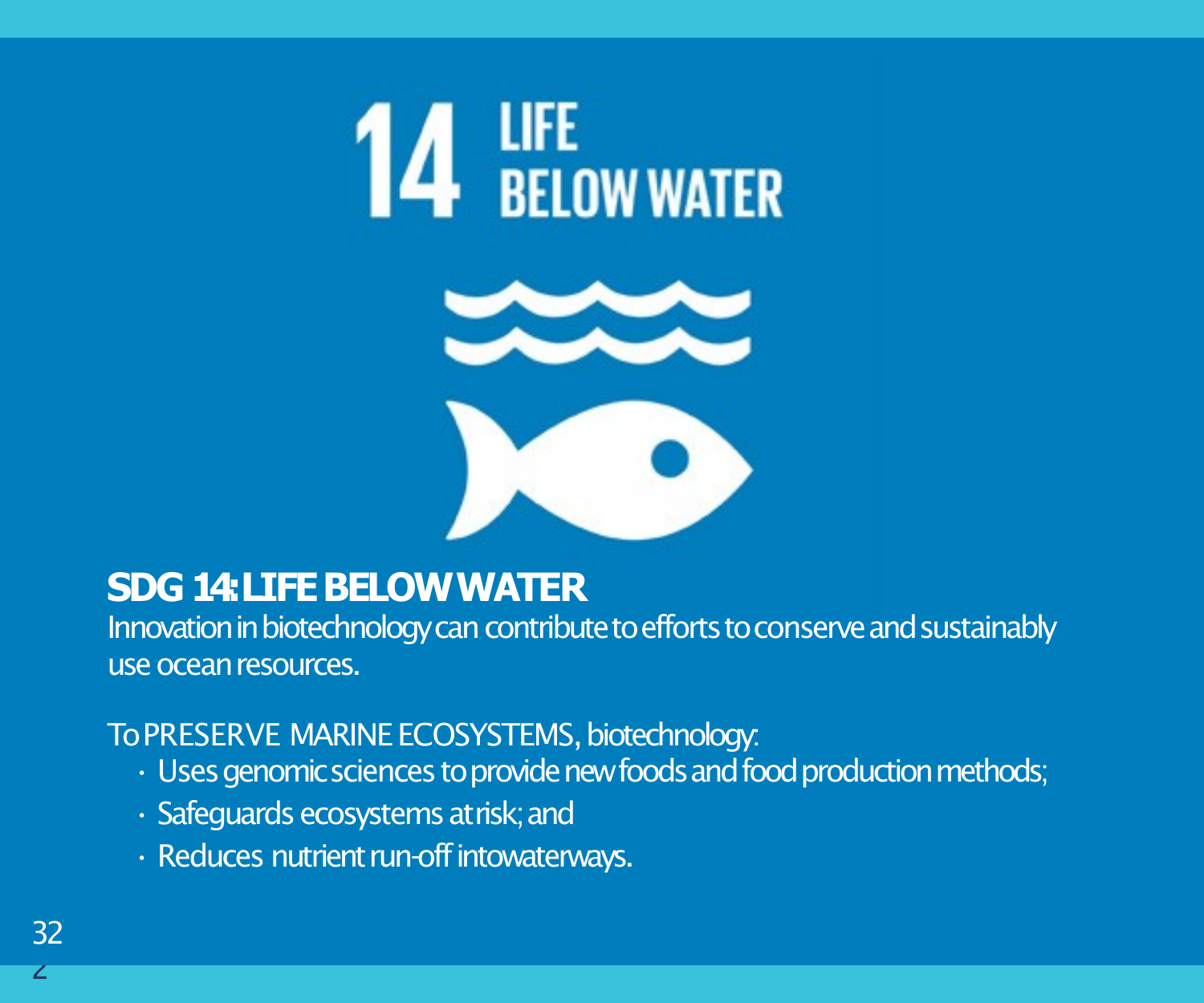# 14 LIFE BELOW WATER

## SDG 14: LIFE BELOW WATER

Innovation in biotechnology can contribute to efforts to conserve and sustainably use ocean resources.

To PRESERVE MARINE ECOSYSTEMS, biotechnology:

- Uses genomic sciences to provide new foods and food production methods;
- Safeguards ecosystems at risk; and
- Reduces nutrient run-off into waterways.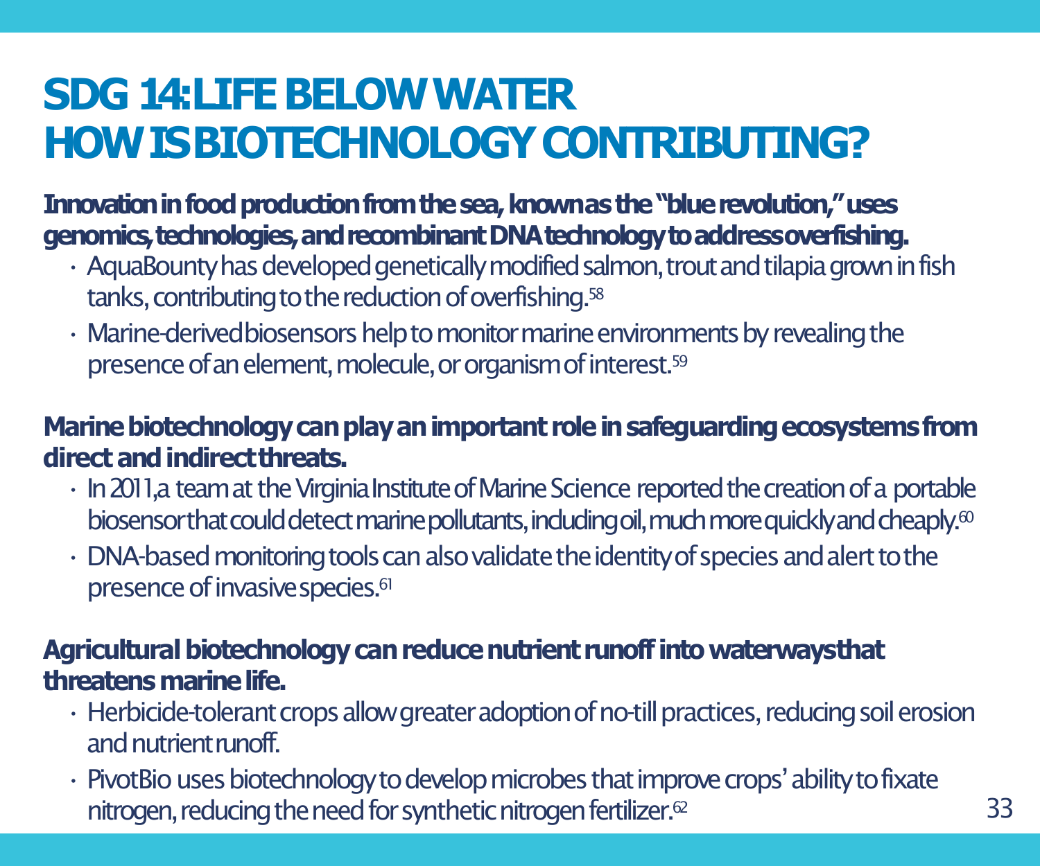# SDG 14: LIFE BELOW WATER
# HOW IS BIOTECHNOLOGY CONTRIBUTING?

**Innovation in food production from the sea, known as the "blue revolution," uses genomics, technologies, and recombinant DNA technology to address overfishing.**

- AquaBounty has developed genetically modified salmon, trout and tilapia grown in fish tanks, contributing to the reduction of overfishing.[58]
- Marine-derived biosensors help to monitor marine environments by revealing the presence of an element, molecule, or organism of interest.[59]

**Marine biotechnology can play an important role in safeguarding ecosystems from direct and indirect threats.**

- In 2011, a team at the Virginia Institute of Marine Science reported the creation of a portable biosensor that could detect marine pollutants, including oil, much more quickly and cheaply.[60]
- DNA-based monitoring tools can also validate the identity of species and alert to the presence of invasive species.[61]

**Agricultural biotechnology can reduce nutrient runoff into waterways that threatens marine life.**

- Herbicide-tolerant crops allow greater adoption of no-till practices, reducing soil erosion and nutrient runoff.
- PivotBio uses biotechnology to develop microbes that improve crops' ability to fixate nitrogen, reducing the need for synthetic nitrogen fertilizer.[62]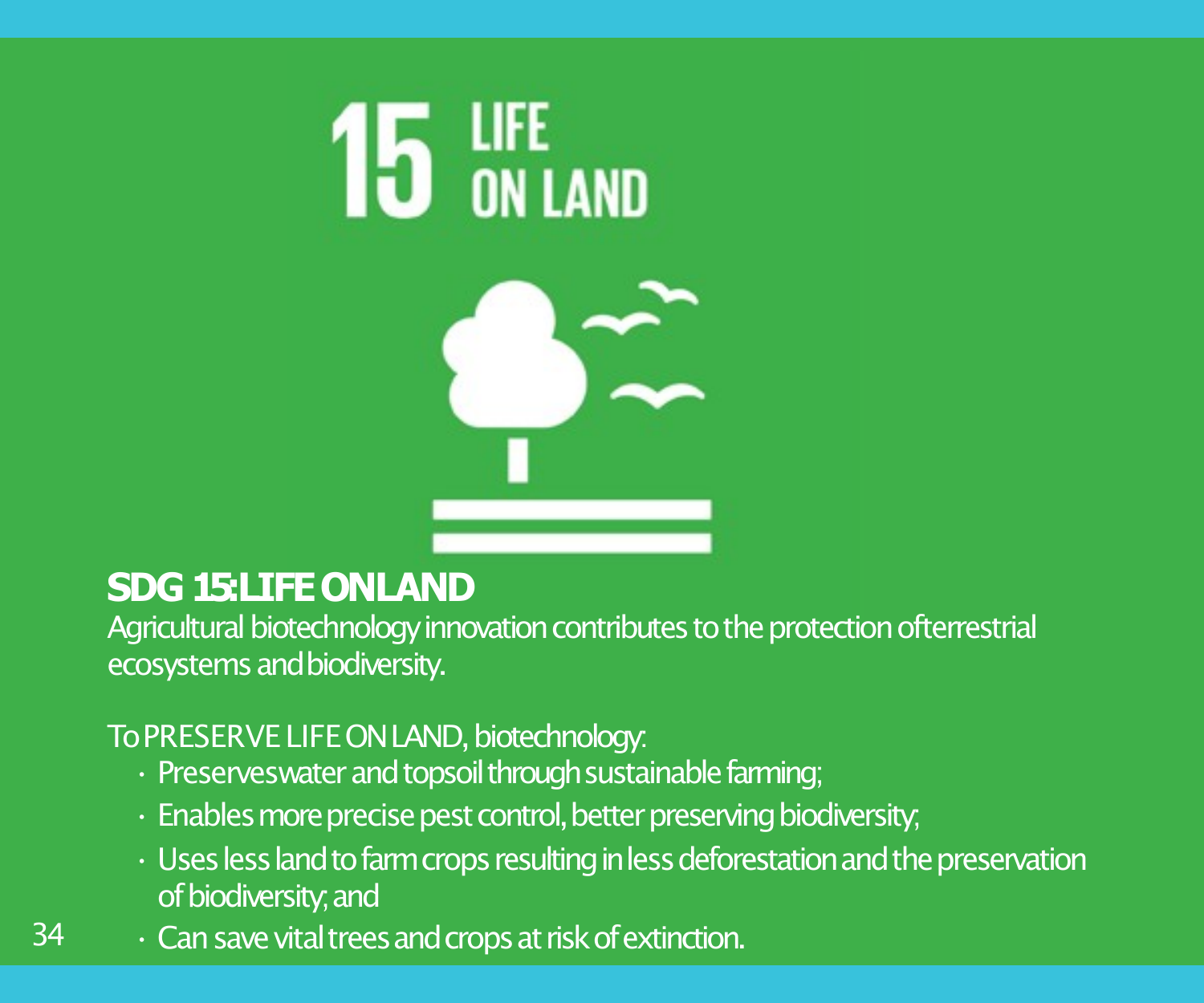## SDG 15: LIFE ON LAND

Agricultural biotechnology innovation contributes to the protection of terrestrial ecosystems and biodiversity.

To PRESERVE LIFE ON LAND, biotechnology:

- Preserves water and topsoil through sustainable farming;
- Enables more precise pest control, better preserving biodiversity;
- Uses less land to farm crops resulting in less deforestation and the preservation of biodiversity; and
- Can save vital trees and crops at risk of extinction.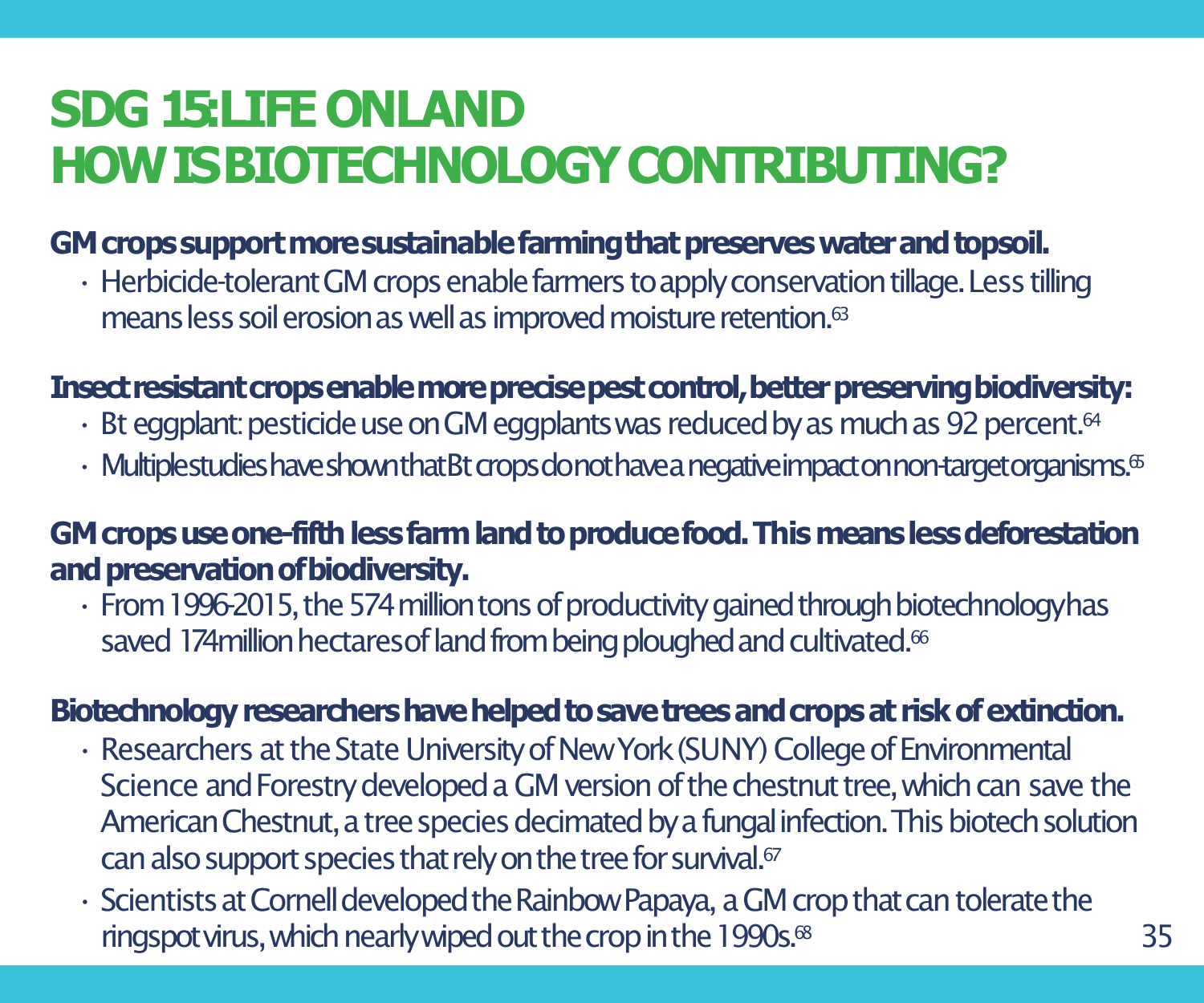# SDG 15: LIFE ON LAND
# HOW IS BIOTECHNOLOGY CONTRIBUTING?

**GM crops support more sustainable farming that preserves water and topsoil.**

- Herbicide-tolerant GM crops enable farmers to apply conservation tillage. Less tilling means less soil erosion as well as improved moisture retention.[63]

**Insect resistant crops enable more precise pest control, better preserving biodiversity:**

- Bt eggplant: pesticide use on GM eggplants was reduced by as much as 92 percent.[64]
- Multiple studies have shown that Bt crops do not have a negative impact on non-target organisms.[65]

**GM crops use one-fifth less farm land to produce food. This means less deforestation and preservation of biodiversity.**

- From 1996-2015, the 574 million tons of productivity gained through biotechnology has saved 174 million hectares of land from being ploughed and cultivated.[66]

**Biotechnology researchers have helped to save trees and crops at risk of extinction.**

- Researchers at the State University of New York (SUNY) College of Environmental Science and Forestry developed a GM version of the chestnut tree, which can save the American Chestnut, a tree species decimated by a fungal infection. This biotech solution can also support species that rely on the tree for survival.[67]
- Scientists at Cornell developed the Rainbow Papaya, a GM crop that can tolerate the ringspot virus, which nearly wiped out the crop in the 1990s.[68]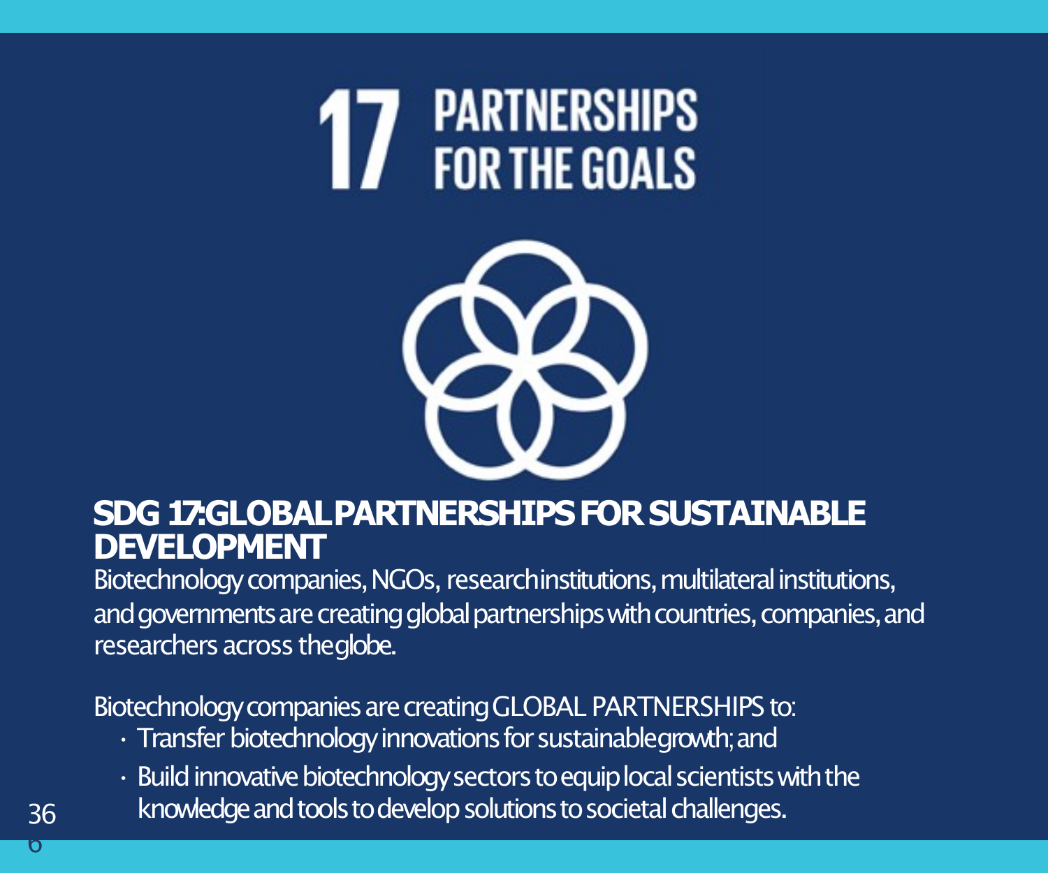# 17 PARTNERSHIPS FOR THE GOALS

## SDG 17: GLOBAL PARTNERSHIPS FOR SUSTAINABLE DEVELOPMENT

Biotechnology companies, NGOs, research institutions, multilateral institutions, and governments are creating global partnerships with countries, companies, and researchers across the globe.

Biotechnology companies are creating GLOBAL PARTNERSHIPS to:

- Transfer biotechnology innovations for sustainable growth; and
- Build innovative biotechnology sectors to equip local scientists with the knowledge and tools to develop solutions to societal challenges.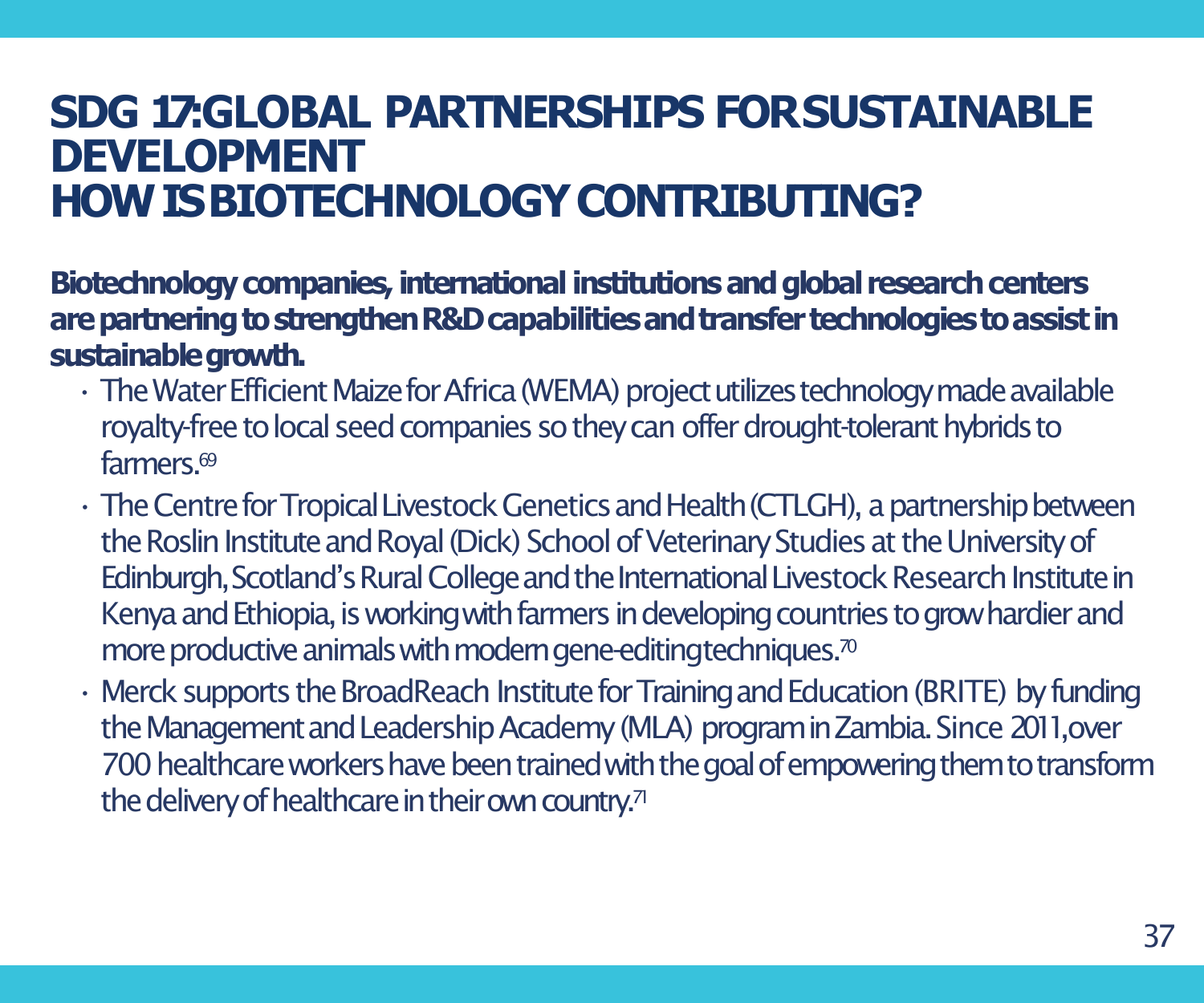# SDG 17: GLOBAL PARTNERSHIPS FOR SUSTAINABLE DEVELOPMENT
## HOW IS BIOTECHNOLOGY CONTRIBUTING?

**Biotechnology companies, international institutions and global research centers are partnering to strengthen R&D capabilities and transfer technologies to assist in sustainable growth.**

- The Water Efficient Maize for Africa (WEMA) project utilizes technology made available royalty-free to local seed companies so they can offer drought-tolerant hybrids to farmers.[69]
- The Centre for Tropical Livestock Genetics and Health (CTLGH), a partnership between the Roslin Institute and Royal (Dick) School of Veterinary Studies at the University of Edinburgh, Scotland's Rural College and the International Livestock Research Institute in Kenya and Ethiopia, is working with farmers in developing countries to grow hardier and more productive animals with modern gene-editing techniques.[70]
- Merck supports the BroadReach Institute for Training and Education (BRITE) by funding the Management and Leadership Academy (MLA) program in Zambia. Since 2011, over 700 healthcare workers have been trained with the goal of empowering them to transform the delivery of healthcare in their own country.[71]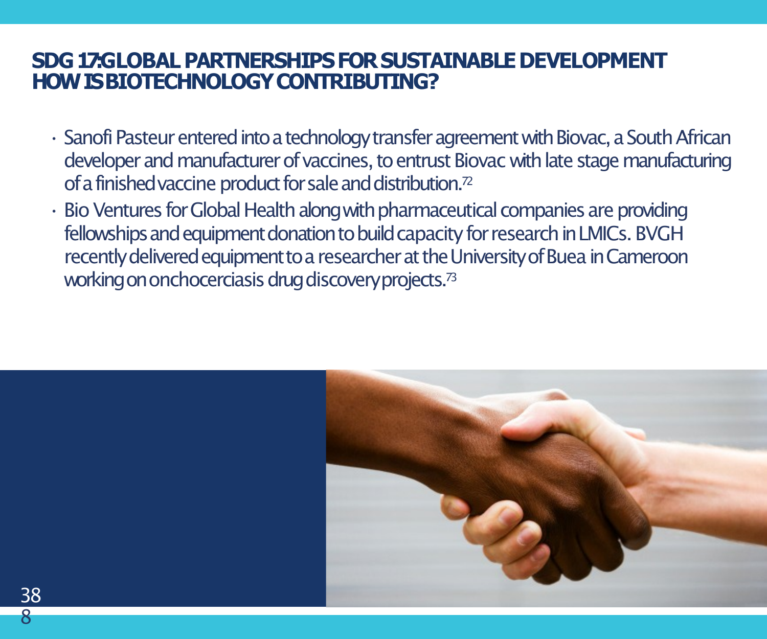# SDG 17: GLOBAL PARTNERSHIPS FOR SUSTAINABLE DEVELOPMENT
## HOW IS BIOTECHNOLOGY CONTRIBUTING?

- Sanofi Pasteur entered into a technology transfer agreement with Biovac, a South African developer and manufacturer of vaccines, to entrust Biovac with late stage manufacturing of a finished vaccine product for sale and distribution.[72]
- Bio Ventures for Global Health along with pharmaceutical companies are providing fellowships and equipment donation to build capacity for research in LMICs. BVGH recently delivered equipment to a researcher at the University of Buea in Cameroon working on onchocerciasis drug discovery projects.[73]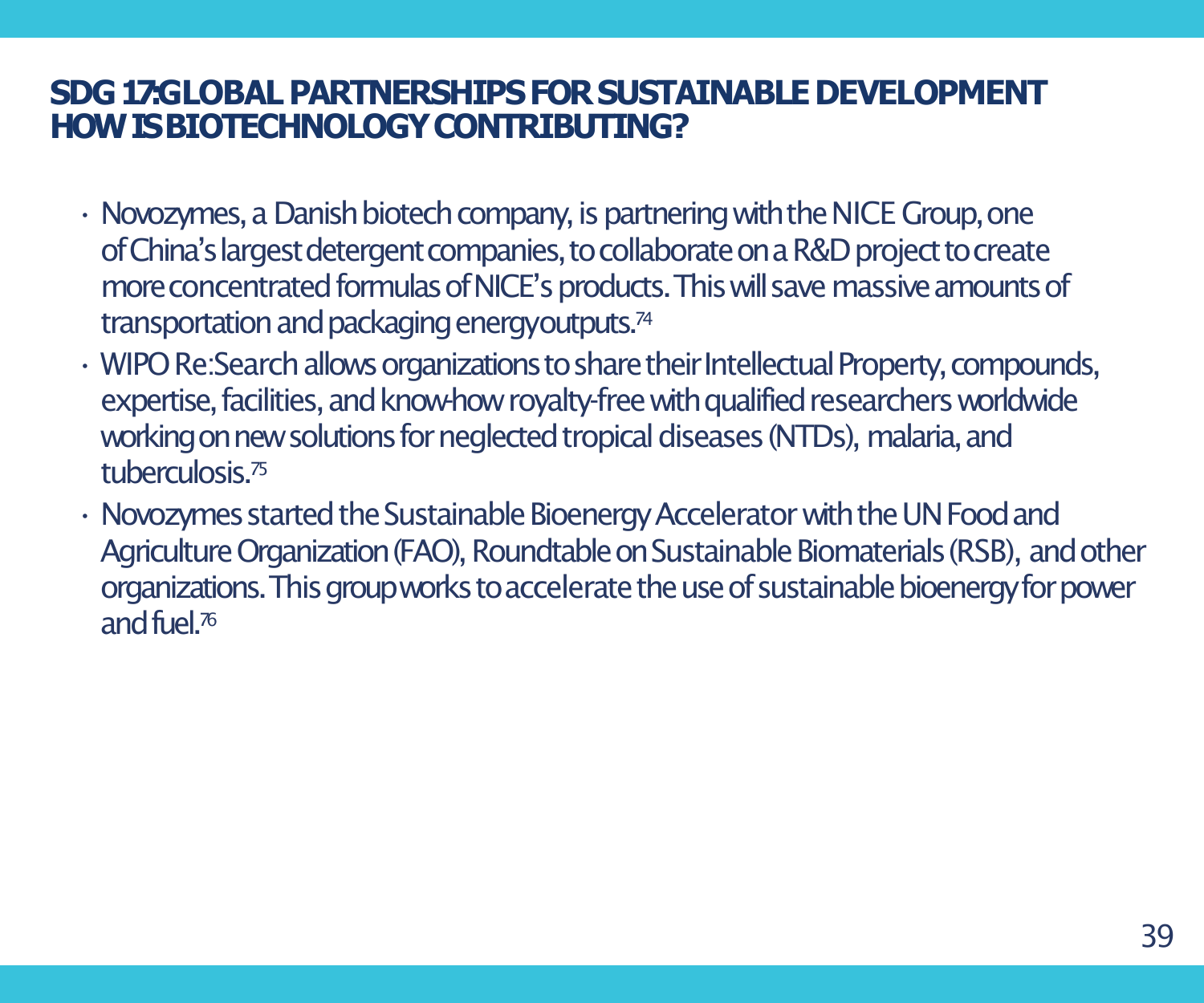## SDG 17:GLOBAL PARTNERSHIPS FOR SUSTAINABLE DEVELOPMENT HOW IS BIOTECHNOLOGY CONTRIBUTING?

- Novozymes, a Danish biotech company, is partnering with the NICE Group, one of China's largest detergent companies, to collaborate on a R&D project to create more concentrated formulas of NICE's products. This will save massive amounts of transportation and packaging energy outputs.[74]
- WIPO Re:Search allows organizations to share their Intellectual Property, compounds, expertise, facilities, and know-how royalty-free with qualified researchers worldwide working on new solutions for neglected tropical diseases (NTDs), malaria, and tuberculosis.[75]
- Novozymes started the Sustainable Bioenergy Accelerator with the UN Food and Agriculture Organization (FAO), Roundtable on Sustainable Biomaterials (RSB), and other organizations. This group works to accelerate the use of sustainable bioenergy for power and fuel.[76]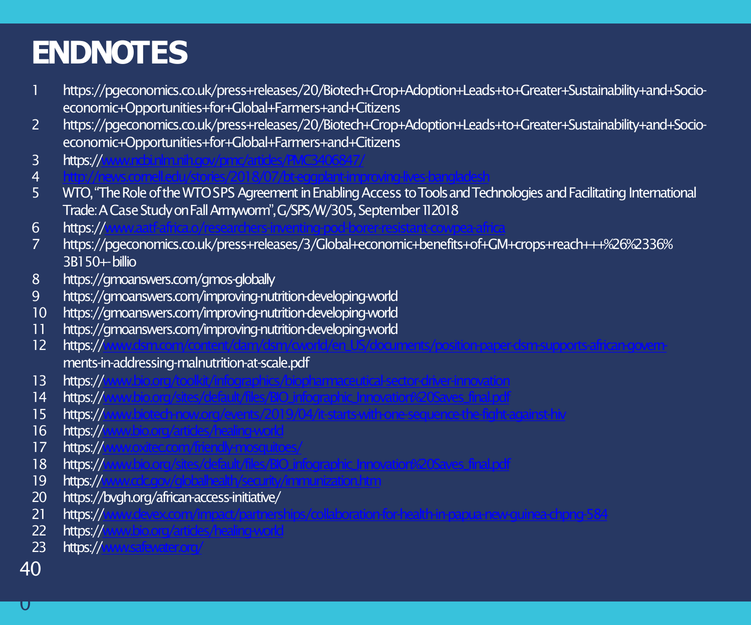# ENDNOTES

1. https://pgeconomics.co.uk/press+releases/20/Biotech+Crop+Adoption+Leads+to+Greater+Sustainability+and+Socio-economic+Opportunities+for+Global+Farmers+and+Citizens
2. https://pgeconomics.co.uk/press+releases/20/Biotech+Crop+Adoption+Leads+to+Greater+Sustainability+and+Socio-economic+Opportunities+for+Global+Farmers+and+Citizens
3. https://www.ncbi.nlm.nih.gov/pmc/articles/PMC3406847/
4. http://news.cornell.edu/stories/2018/07/bt-eggplant-improving-lives-bangladesh
5. WTO, "The Role of the WTO SPS Agreement in Enabling Access to Tools and Technologies and Facilitating International Trade: A Case Study on Fall Armyworm", G/SPS/W/305, September 11 2018
6. https://www.aatf-africa.o/researchers-inventing-pod-borer-resistant-cowpea-africa
7. https://pgeconomics.co.uk/press+releases/3/Global+economic+benefits+of+GM+crops+reach+++%26%2336%3B150+-billio
8. https://gmoanswers.com/gmos-globally
9. https://gmoanswers.com/improving-nutrition-developing-world
10. https://gmoanswers.com/improving-nutrition-developing-world
11. https://gmoanswers.com/improving-nutrition-developing-world
12. https://www.dsm.com/content/dam/dsm/cworld/en_US/documents/position-paper-dsm-supports-african-govern-ments-in-addressing-malnutrition-at-scale.pdf
13. https://www.bio.org/toolkit/infographics/biopharmaceutical-sector-driver-innovation
14. https://www.bio.org/sites/default/files/BIO_infographic_Innovation%20Saves_final.pdf
15. https://www.biotech-now.org/events/2019/04/it-starts-with-one-sequence-the-fight-against-hiv
16. https://www.bio.org/articles/healing-world
17. https://www.oxitec.com/friendly-mosquitoes/
18. https://www.bio.org/sites/default/files/BIO_infographic_Innovation%20Saves_final.pdf
19. https://www.cdc.gov/globalhealth/security/immunization.htm
20. https://bvgh.org/african-access-initiative/
21. https://www.devex.com/impact/partnerships/collaboration-for-health-in-papua-new-guinea-chpng-584
22. https://www.bio.org/articles/healing-world
23. https://www.safewater.org/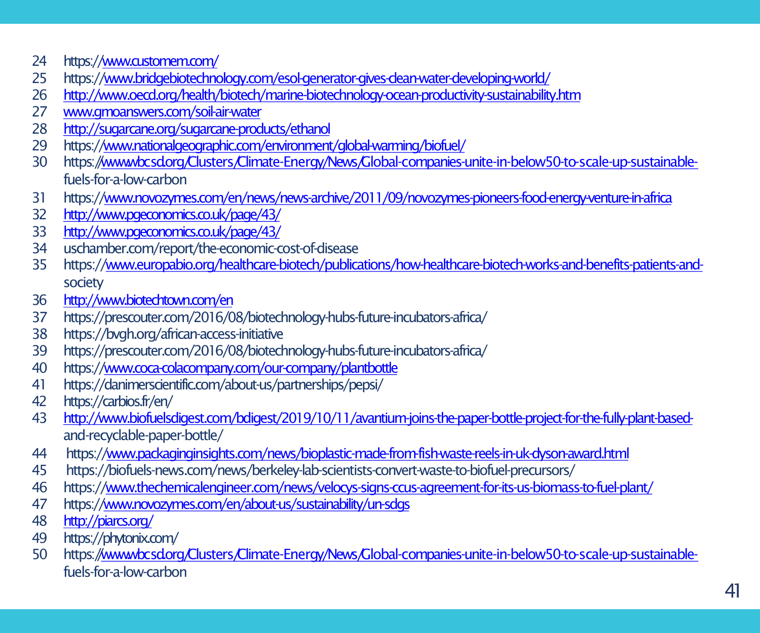24 https://www.customem.com/
25 https://www.bridgebiotechnology.com/esol-generator-gives-clean-water-developing-world/
26 http://www.oecd.org/health/biotech/marine-biotechnology-ocean-productivity-sustainability.htm
27 www.gmoanswers.com/soil-air-water
28 http://sugarcane.org/sugarcane-products/ethanol
29 https://www.nationalgeographic.com/environment/global-warming/biofuel/
30 https://www.wbcsd.org/Clusters/Climate-Energy/News/Global-companies-unite-in-below50-to-scale-up-sustainable-fuels-for-a-low-carbon
31 https://www.novozymes.com/en/news/news-archive/2011/09/novozymes-pioneers-food-energy-venture-in-africa
32 http://www.pgeconomics.co.uk/page/43/
33 http://www.pgeconomics.co.uk/page/43/
34 uschamber.com/report/the-economic-cost-of-disease
35 https://www.europabio.org/healthcare-biotech/publications/how-healthcare-biotech-works-and-benefits-patients-and-society
36 http://www.biotechtown.com/en
37 https://prescouter.com/2016/08/biotechnology-hubs-future-incubators-africa/
38 https://bvgh.org/african-access-initiative
39 https://prescouter.com/2016/08/biotechnology-hubs-future-incubators-africa/
40 https://www.coca-colacompany.com/our-company/plantbottle
41 https://danimerscientific.com/about-us/partnerships/pepsi/
42 https://carbios.fr/en/
43 http://www.biofuelsdigest.com/bdigest/2019/10/11/avantium-joins-the-paper-bottle-project-for-the-fully-plant-based-and-recyclable-paper-bottle/
44 https://www.packaginginsights.com/news/bioplastic-made-from-fish-waste-reels-in-uk-dyson-award.html
45 https://biofuels-news.com/news/berkeley-lab-scientists-convert-waste-to-biofuel-precursors/
46 https://www.thechemicalengineer.com/news/velocys-signs-ccus-agreement-for-its-us-biomass-to-fuel-plant/
47 https://www.novozymes.com/en/about-us/sustainability/un-sdgs
48 http://piarcs.org/
49 https://phytonix.com/
50 https://www.wbcsd.org/Clusters/Climate-Energy/News/Global-companies-unite-in-below50-to-scale-up-sustainable-fuels-for-a-low-carbon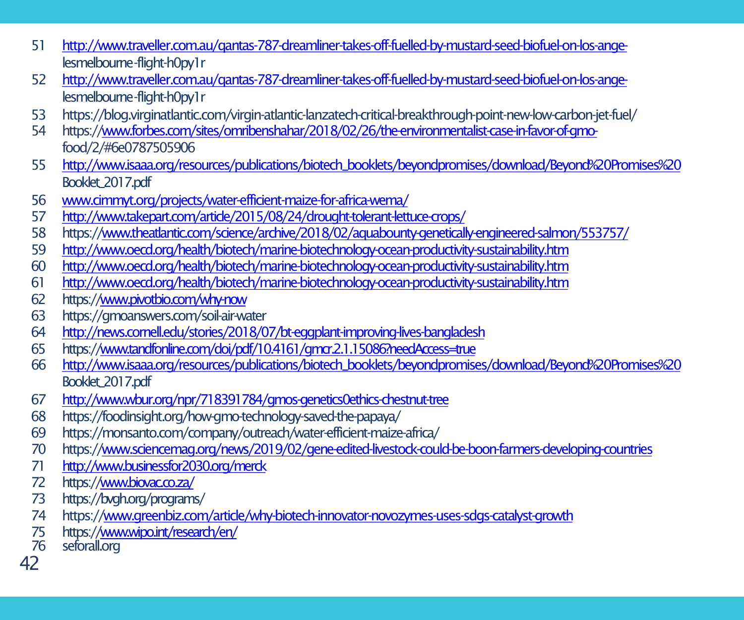51 http://www.traveller.com.au/qantas-787-dreamliner-takes-off-fuelled-by-mustard-seed-biofuel-on-los-ange-lesmelbourne-flight-h0py1r
52 http://www.traveller.com.au/qantas-787-dreamliner-takes-off-fuelled-by-mustard-seed-biofuel-on-los-ange-lesmelbourne-flight-h0py1r
53 https://blog.virginatlantic.com/virgin-atlantic-lanzatech-critical-breakthrough-point-new-low-carbon-jet-fuel/
54 https://www.forbes.com/sites/omribenshahar/2018/02/26/the-environmentalist-case-in-favor-of-gmo-food/2/#6e0787505906
55 http://www.isaaa.org/resources/publications/biotech_booklets/beyondpromises/download/Beyond%20Promises%20Booklet_2017.pdf
56 www.cimmyt.org/projects/water-efficient-maize-for-africa-wema/
57 http://www.takepart.com/article/2015/08/24/drought-tolerant-lettuce-crops/
58 https://www.theatlantic.com/science/archive/2018/02/aquabounty-genetically-engineered-salmon/553757/
59 http://www.oecd.org/health/biotech/marine-biotechnology-ocean-productivity-sustainability.htm
60 http://www.oecd.org/health/biotech/marine-biotechnology-ocean-productivity-sustainability.htm
61 http://www.oecd.org/health/biotech/marine-biotechnology-ocean-productivity-sustainability.htm
62 https://www.pivotbio.com/why-now
63 https://gmoanswers.com/soil-air-water
64 http://news.cornell.edu/stories/2018/07/bt-eggplant-improving-lives-bangladesh
65 https://www.tandfonline.com/doi/pdf/10.4161/gmcr.2.1.15086?needAccess=true
66 http://www.isaaa.org/resources/publications/biotech_booklets/beyondpromises/download/Beyond%20Promises%20Booklet_2017.pdf
67 http://www.wbur.org/npr/718391784/gmos-genetics0ethics-chestnut-tree
68 https://foodinsight.org/how-gmo-technology-saved-the-papaya/
69 https://monsanto.com/company/outreach/water-efficient-maize-africa/
70 https://www.sciencemag.org/news/2019/02/gene-edited-livestock-could-be-boon-farmers-developing-countries
71 http://www.businessfor2030.org/merck
72 https://www.biovac.co.za/
73 https://bvgh.org/programs/
74 https://www.greenbiz.com/article/why-biotech-innovator-novozymes-uses-sdgs-catalyst-growth
75 https://www.wipo.int/research/en/
76 seforall.org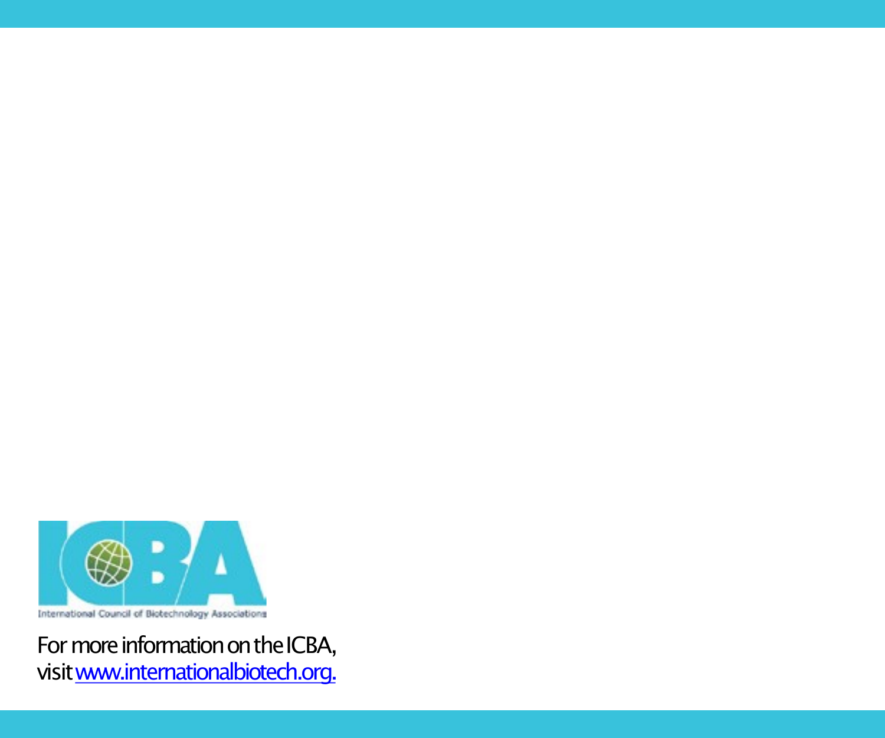ICBA

International Council of Biotechnology Associations

For more information on the ICBA,
visit www.internationalbiotech.org.